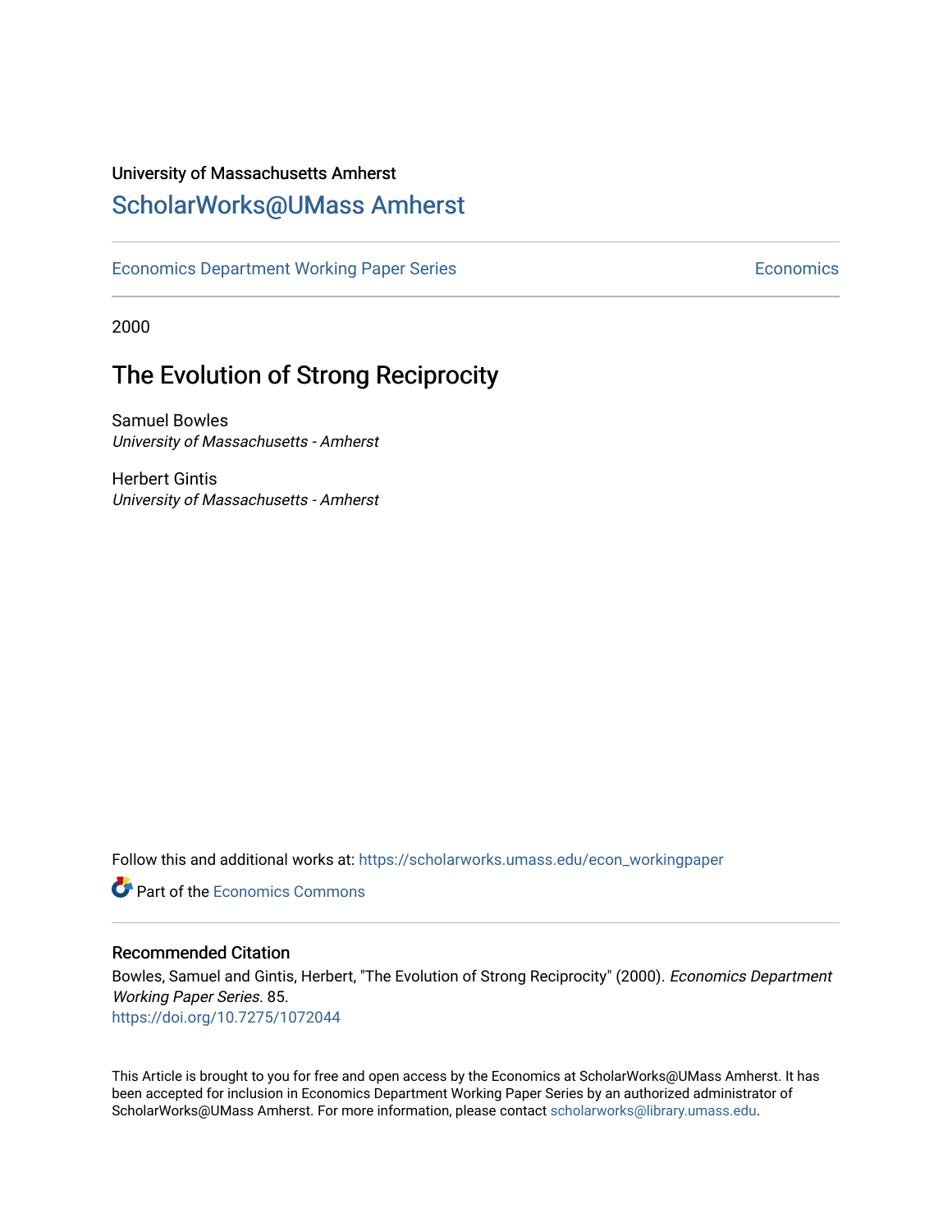University of Massachusetts Amherst

# ScholarWorks@UMass Amherst

Economics Department Working Paper Series

Economics

2000

## The Evolution of Strong Reciprocity

Samuel Bowles
*University of Massachusetts - Amherst*

Herbert Gintis
*University of Massachusetts - Amherst*

Follow this and additional works at: https://scholarworks.umass.edu/econ_workingpaper

Part of the Economics Commons

### Recommended Citation

Bowles, Samuel and Gintis, Herbert, "The Evolution of Strong Reciprocity" (2000). *Economics Department Working Paper Series*. 85.
https://doi.org/10.7275/1072044

This Article is brought to you for free and open access by the Economics at ScholarWorks@UMass Amherst. It has been accepted for inclusion in Economics Department Working Paper Series by an authorized administrator of ScholarWorks@UMass Amherst. For more information, please contact scholarworks@library.umass.edu.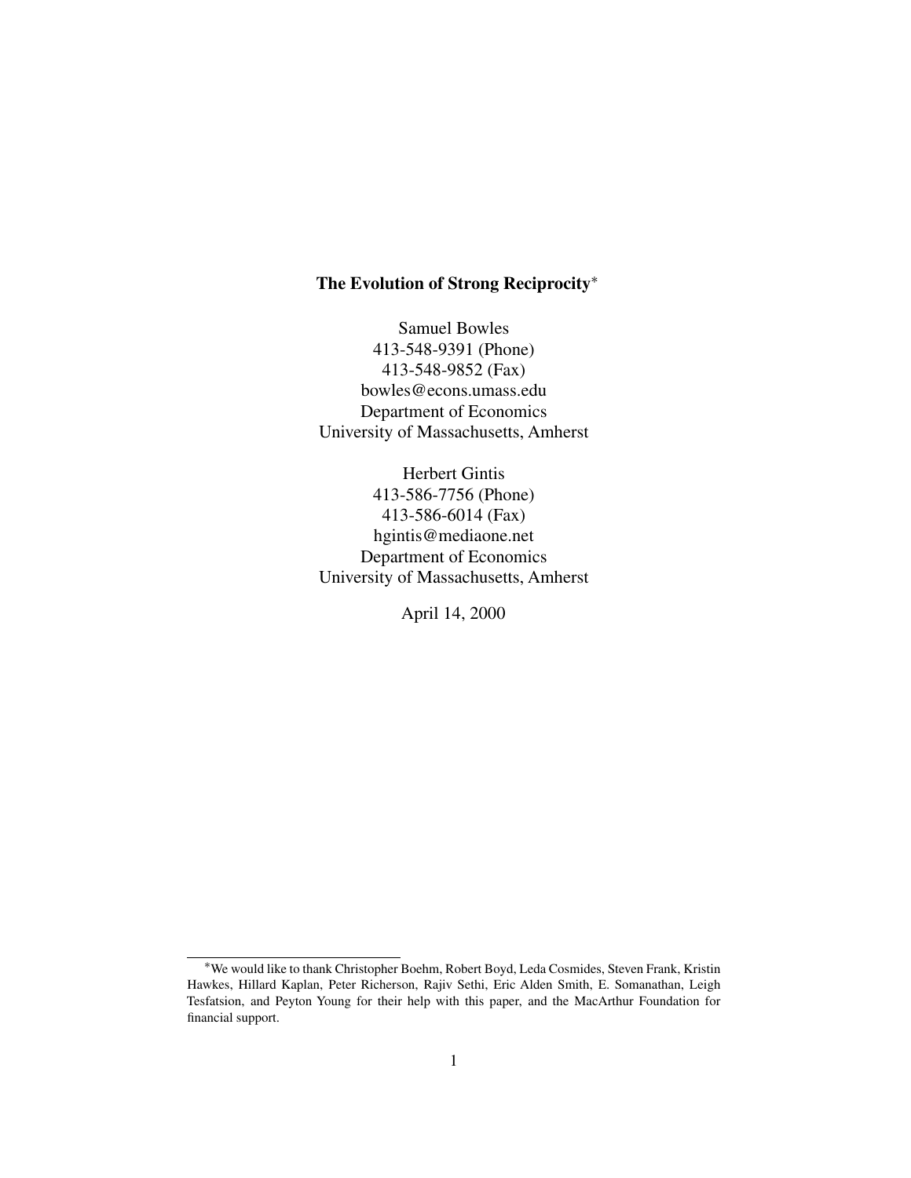**The Evolution of Strong Reciprocity**[*]

Samuel Bowles
413-548-9391 (Phone)
413-548-9852 (Fax)
bowles@econs.umass.edu
Department of Economics
University of Massachusetts, Amherst

Herbert Gintis
413-586-7756 (Phone)
413-586-6014 (Fax)
hgintis@mediaone.net
Department of Economics
University of Massachusetts, Amherst

April 14, 2000

---

[*] We would like to thank Christopher Boehm, Robert Boyd, Leda Cosmides, Steven Frank, Kristin Hawkes, Hillard Kaplan, Peter Richerson, Rajiv Sethi, Eric Alden Smith, E. Somanathan, Leigh Tesfatsion, and Peyton Young for their help with this paper, and the MacArthur Foundation for financial support.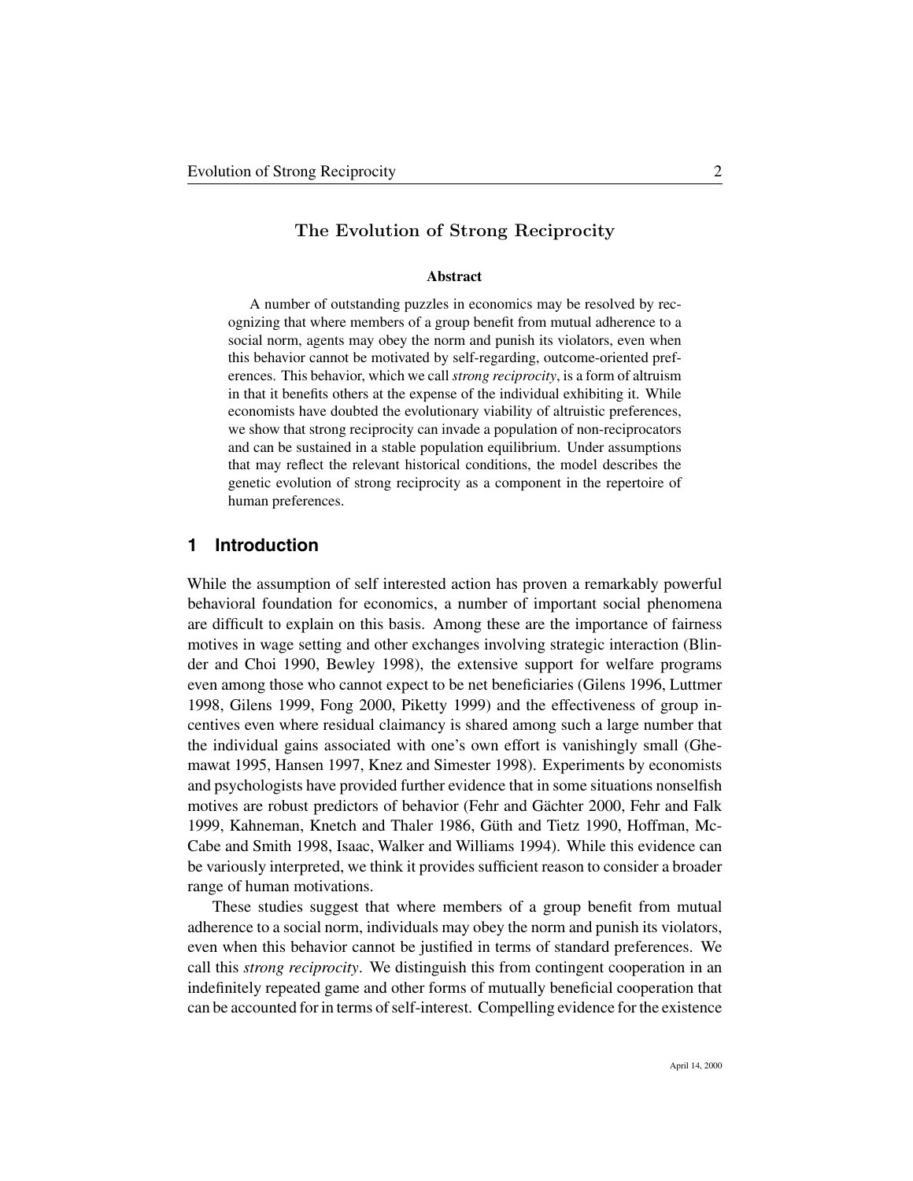## The Evolution of Strong Reciprocity

**Abstract**

A number of outstanding puzzles in economics may be resolved by recognizing that where members of a group benefit from mutual adherence to a social norm, agents may obey the norm and punish its violators, even when this behavior cannot be motivated by self-regarding, outcome-oriented preferences. This behavior, which we call *strong reciprocity*, is a form of altruism in that it benefits others at the expense of the individual exhibiting it. While economists have doubted the evolutionary viability of altruistic preferences, we show that strong reciprocity can invade a population of non-reciprocators and can be sustained in a stable population equilibrium. Under assumptions that may reflect the relevant historical conditions, the model describes the genetic evolution of strong reciprocity as a component in the repertoire of human preferences.

## 1 Introduction

While the assumption of self interested action has proven a remarkably powerful behavioral foundation for economics, a number of important social phenomena are difficult to explain on this basis. Among these are the importance of fairness motives in wage setting and other exchanges involving strategic interaction (Blinder and Choi 1990, Bewley 1998), the extensive support for welfare programs even among those who cannot expect to be net beneficiaries (Gilens 1996, Luttmer 1998, Gilens 1999, Fong 2000, Piketty 1999) and the effectiveness of group incentives even where residual claimancy is shared among such a large number that the individual gains associated with one's own effort is vanishingly small (Ghemawat 1995, Hansen 1997, Knez and Simester 1998). Experiments by economists and psychologists have provided further evidence that in some situations nonselfish motives are robust predictors of behavior (Fehr and Gächter 2000, Fehr and Falk 1999, Kahneman, Knetch and Thaler 1986, Güth and Tietz 1990, Hoffman, McCabe and Smith 1998, Isaac, Walker and Williams 1994). While this evidence can be variously interpreted, we think it provides sufficient reason to consider a broader range of human motivations.

These studies suggest that where members of a group benefit from mutual adherence to a social norm, individuals may obey the norm and punish its violators, even when this behavior cannot be justified in terms of standard preferences. We call this *strong reciprocity*. We distinguish this from contingent cooperation in an indefinitely repeated game and other forms of mutually beneficial cooperation that can be accounted for in terms of self-interest. Compelling evidence for the existence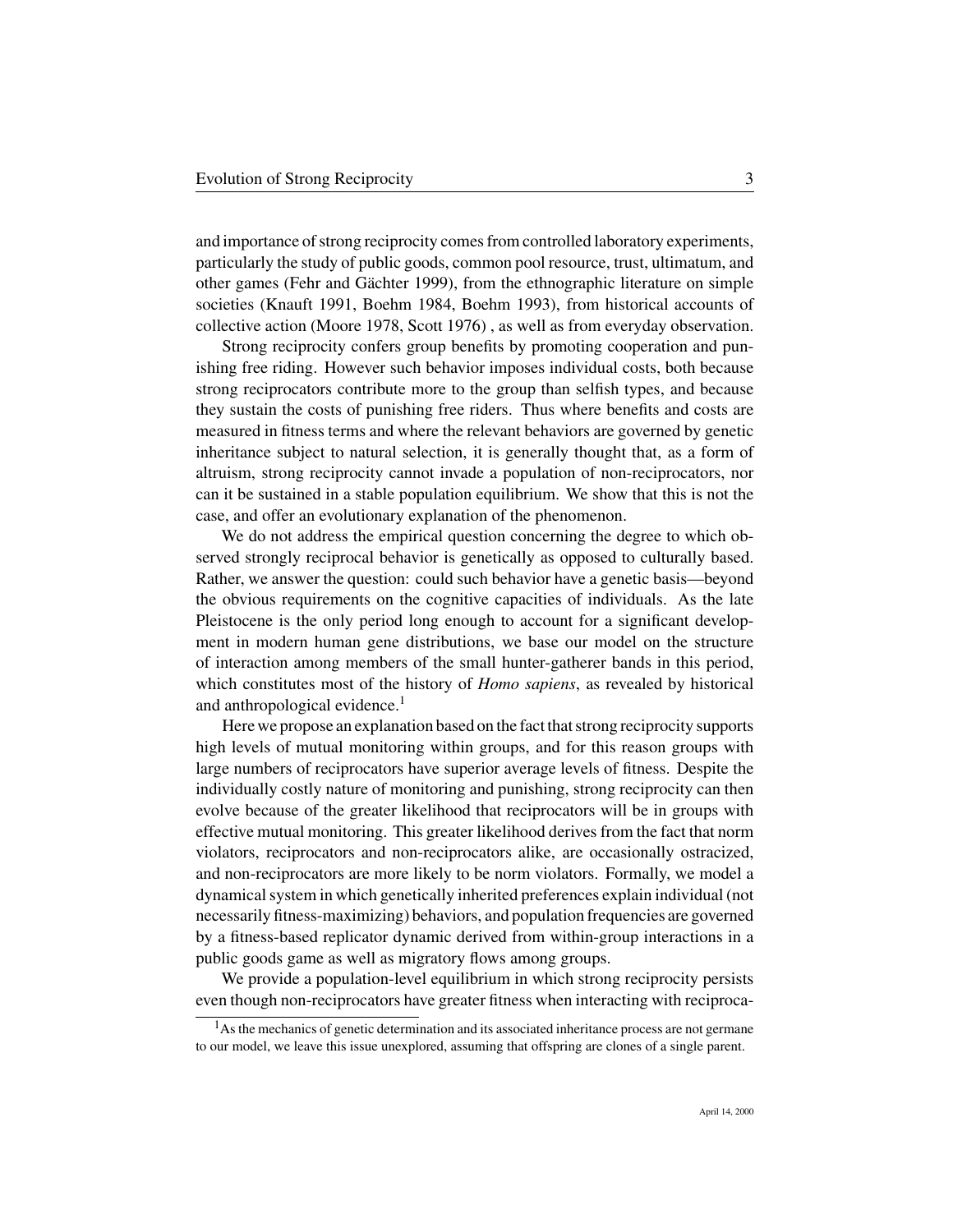and importance of strong reciprocity comes from controlled laboratory experiments, particularly the study of public goods, common pool resource, trust, ultimatum, and other games (Fehr and Gächter 1999), from the ethnographic literature on simple societies (Knauft 1991, Boehm 1984, Boehm 1993), from historical accounts of collective action (Moore 1978, Scott 1976) , as well as from everyday observation.

Strong reciprocity confers group benefits by promoting cooperation and punishing free riding. However such behavior imposes individual costs, both because strong reciprocators contribute more to the group than selfish types, and because they sustain the costs of punishing free riders. Thus where benefits and costs are measured in fitness terms and where the relevant behaviors are governed by genetic inheritance subject to natural selection, it is generally thought that, as a form of altruism, strong reciprocity cannot invade a population of non-reciprocators, nor can it be sustained in a stable population equilibrium. We show that this is not the case, and offer an evolutionary explanation of the phenomenon.

We do not address the empirical question concerning the degree to which observed strongly reciprocal behavior is genetically as opposed to culturally based. Rather, we answer the question: could such behavior have a genetic basis—beyond the obvious requirements on the cognitive capacities of individuals. As the late Pleistocene is the only period long enough to account for a significant development in modern human gene distributions, we base our model on the structure of interaction among members of the small hunter-gatherer bands in this period, which constitutes most of the history of *Homo sapiens*, as revealed by historical and anthropological evidence.[1]

Here we propose an explanation based on the fact that strong reciprocity supports high levels of mutual monitoring within groups, and for this reason groups with large numbers of reciprocators have superior average levels of fitness. Despite the individually costly nature of monitoring and punishing, strong reciprocity can then evolve because of the greater likelihood that reciprocators will be in groups with effective mutual monitoring. This greater likelihood derives from the fact that norm violators, reciprocators and non-reciprocators alike, are occasionally ostracized, and non-reciprocators are more likely to be norm violators. Formally, we model a dynamical system in which genetically inherited preferences explain individual (not necessarily fitness-maximizing) behaviors, and population frequencies are governed by a fitness-based replicator dynamic derived from within-group interactions in a public goods game as well as migratory flows among groups.

We provide a population-level equilibrium in which strong reciprocity persists even though non-reciprocators have greater fitness when interacting with reciproca-

[1] As the mechanics of genetic determination and its associated inheritance process are not germane to our model, we leave this issue unexplored, assuming that offspring are clones of a single parent.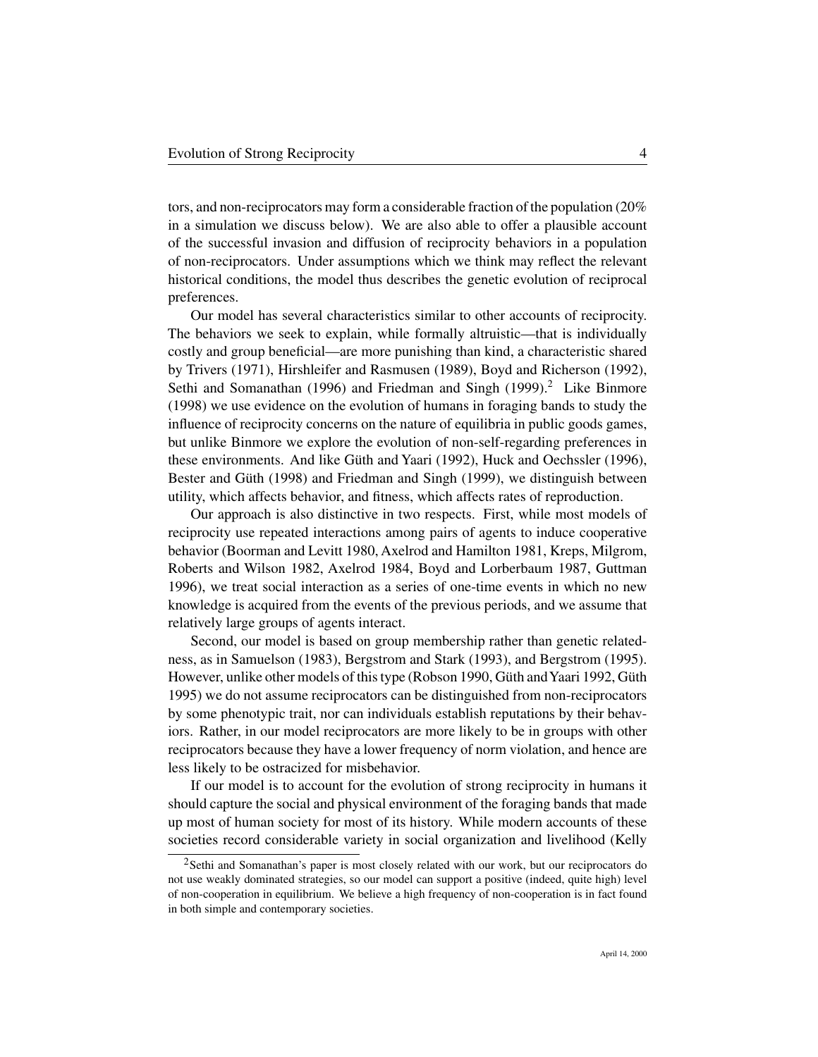tors, and non-reciprocators may form a considerable fraction of the population (20% in a simulation we discuss below). We are also able to offer a plausible account of the successful invasion and diffusion of reciprocity behaviors in a population of non-reciprocators. Under assumptions which we think may reflect the relevant historical conditions, the model thus describes the genetic evolution of reciprocal preferences.

Our model has several characteristics similar to other accounts of reciprocity. The behaviors we seek to explain, while formally altruistic—that is individually costly and group beneficial—are more punishing than kind, a characteristic shared by Trivers (1971), Hirshleifer and Rasmusen (1989), Boyd and Richerson (1992), Sethi and Somanathan (1996) and Friedman and Singh (1999).[2] Like Binmore (1998) we use evidence on the evolution of humans in foraging bands to study the influence of reciprocity concerns on the nature of equilibria in public goods games, but unlike Binmore we explore the evolution of non-self-regarding preferences in these environments. And like Güth and Yaari (1992), Huck and Oechssler (1996), Bester and Güth (1998) and Friedman and Singh (1999), we distinguish between utility, which affects behavior, and fitness, which affects rates of reproduction.

Our approach is also distinctive in two respects. First, while most models of reciprocity use repeated interactions among pairs of agents to induce cooperative behavior (Boorman and Levitt 1980, Axelrod and Hamilton 1981, Kreps, Milgrom, Roberts and Wilson 1982, Axelrod 1984, Boyd and Lorberbaum 1987, Guttman 1996), we treat social interaction as a series of one-time events in which no new knowledge is acquired from the events of the previous periods, and we assume that relatively large groups of agents interact.

Second, our model is based on group membership rather than genetic relatedness, as in Samuelson (1983), Bergstrom and Stark (1993), and Bergstrom (1995). However, unlike other models of this type (Robson 1990, Güth and Yaari 1992, Güth 1995) we do not assume reciprocators can be distinguished from non-reciprocators by some phenotypic trait, nor can individuals establish reputations by their behaviors. Rather, in our model reciprocators are more likely to be in groups with other reciprocators because they have a lower frequency of norm violation, and hence are less likely to be ostracized for misbehavior.

If our model is to account for the evolution of strong reciprocity in humans it should capture the social and physical environment of the foraging bands that made up most of human society for most of its history. While modern accounts of these societies record considerable variety in social organization and livelihood (Kelly

[2] Sethi and Somanathan's paper is most closely related with our work, but our reciprocators do not use weakly dominated strategies, so our model can support a positive (indeed, quite high) level of non-cooperation in equilibrium. We believe a high frequency of non-cooperation is in fact found in both simple and contemporary societies.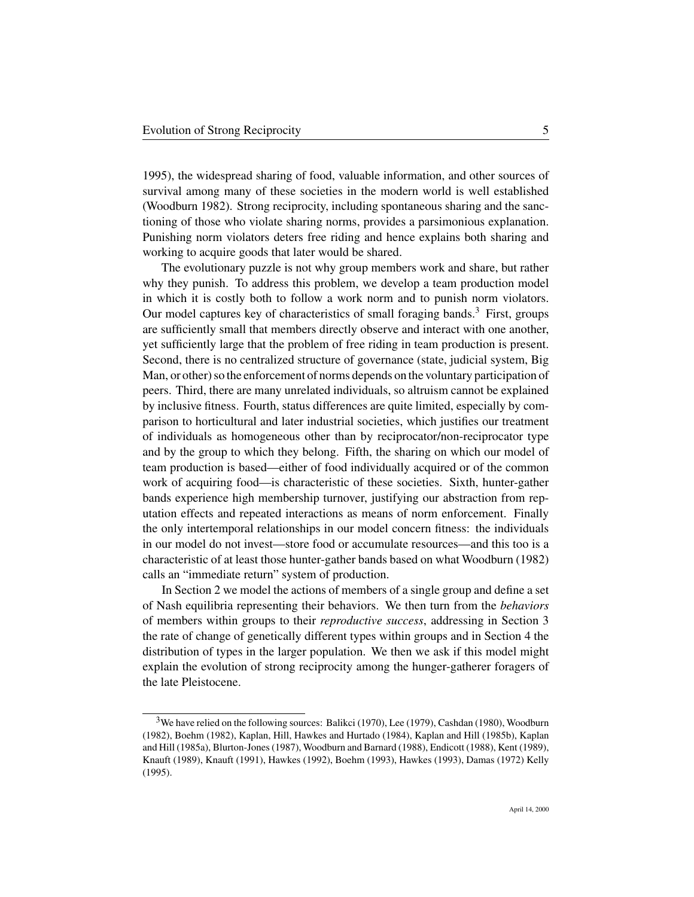1995), the widespread sharing of food, valuable information, and other sources of survival among many of these societies in the modern world is well established (Woodburn 1982). Strong reciprocity, including spontaneous sharing and the sanctioning of those who violate sharing norms, provides a parsimonious explanation. Punishing norm violators deters free riding and hence explains both sharing and working to acquire goods that later would be shared.

The evolutionary puzzle is not why group members work and share, but rather why they punish. To address this problem, we develop a team production model in which it is costly both to follow a work norm and to punish norm violators. Our model captures key of characteristics of small foraging bands.[3] First, groups are sufficiently small that members directly observe and interact with one another, yet sufficiently large that the problem of free riding in team production is present. Second, there is no centralized structure of governance (state, judicial system, Big Man, or other) so the enforcement of norms depends on the voluntary participation of peers. Third, there are many unrelated individuals, so altruism cannot be explained by inclusive fitness. Fourth, status differences are quite limited, especially by comparison to horticultural and later industrial societies, which justifies our treatment of individuals as homogeneous other than by reciprocator/non-reciprocator type and by the group to which they belong. Fifth, the sharing on which our model of team production is based—either of food individually acquired or of the common work of acquiring food—is characteristic of these societies. Sixth, hunter-gather bands experience high membership turnover, justifying our abstraction from reputation effects and repeated interactions as means of norm enforcement. Finally the only intertemporal relationships in our model concern fitness: the individuals in our model do not invest—store food or accumulate resources—and this too is a characteristic of at least those hunter-gather bands based on what Woodburn (1982) calls an "immediate return" system of production.

In Section 2 we model the actions of members of a single group and define a set of Nash equilibria representing their behaviors. We then turn from the *behaviors* of members within groups to their *reproductive success*, addressing in Section 3 the rate of change of genetically different types within groups and in Section 4 the distribution of types in the larger population. We then we ask if this model might explain the evolution of strong reciprocity among the hunger-gatherer foragers of the late Pleistocene.

---

[3] We have relied on the following sources: Balikci (1970), Lee (1979), Cashdan (1980), Woodburn (1982), Boehm (1982), Kaplan, Hill, Hawkes and Hurtado (1984), Kaplan and Hill (1985b), Kaplan and Hill (1985a), Blurton-Jones (1987), Woodburn and Barnard (1988), Endicott (1988), Kent (1989), Knauft (1989), Knauft (1991), Hawkes (1992), Boehm (1993), Hawkes (1993), Damas (1972) Kelly (1995).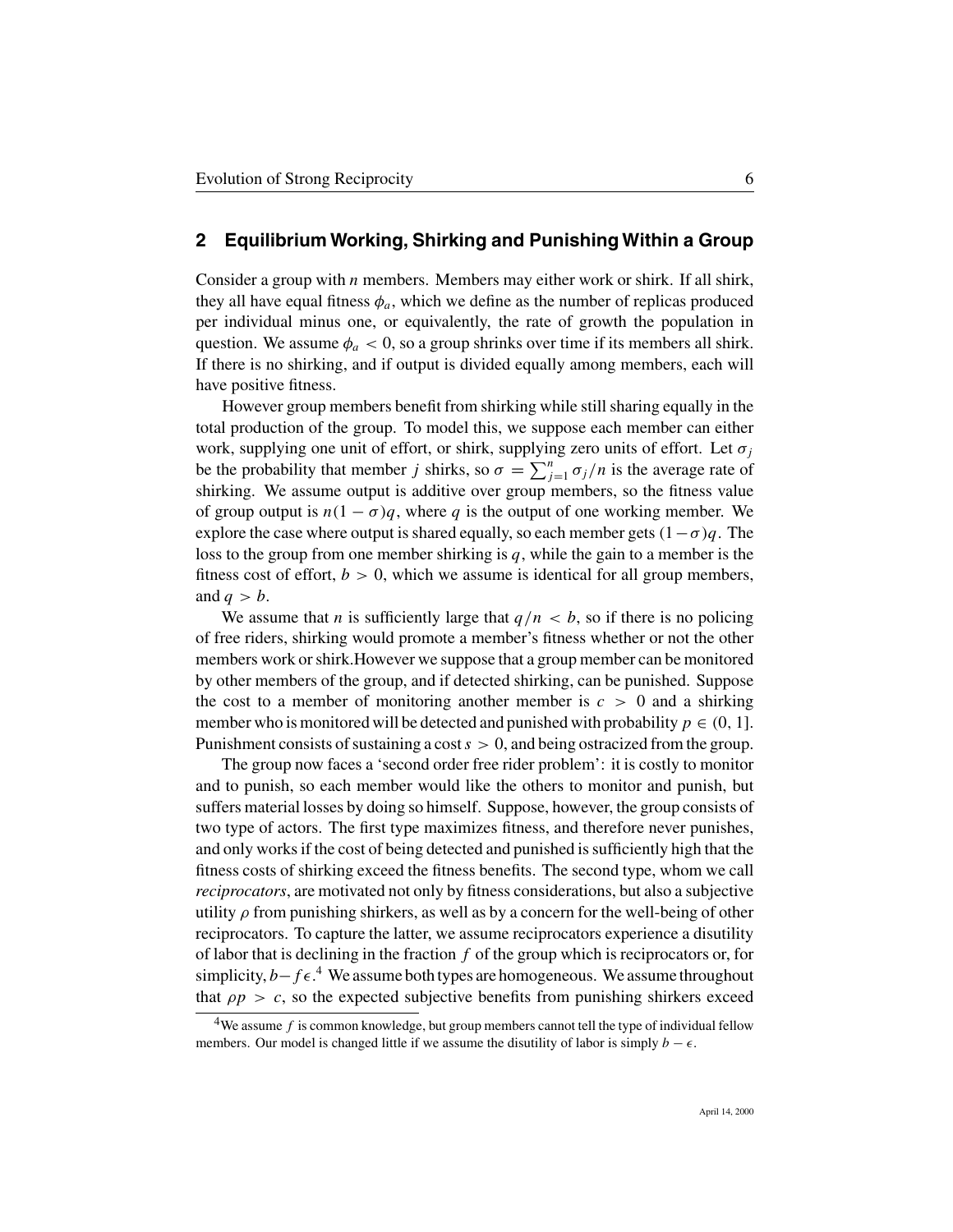## 2 Equilibrium Working, Shirking and Punishing Within a Group

Consider a group with $n$ members. Members may either work or shirk. If all shirk, they all have equal fitness $\phi_a$, which we define as the number of replicas produced per individual minus one, or equivalently, the rate of growth the population in question. We assume $\phi_a < 0$, so a group shrinks over time if its members all shirk. If there is no shirking, and if output is divided equally among members, each will have positive fitness.

However group members benefit from shirking while still sharing equally in the total production of the group. To model this, we suppose each member can either work, supplying one unit of effort, or shirk, supplying zero units of effort. Let $\sigma_j$ be the probability that member $j$ shirks, so $\sigma = \sum_{j=1}^{n} \sigma_j / n$ is the average rate of shirking. We assume output is additive over group members, so the fitness value of group output is $n(1-\sigma)q$, where $q$ is the output of one working member. We explore the case where output is shared equally, so each member gets $(1-\sigma)q$. The loss to the group from one member shirking is $q$, while the gain to a member is the fitness cost of effort, $b > 0$, which we assume is identical for all group members, and $q > b$.

We assume that $n$ is sufficiently large that $q/n < b$, so if there is no policing of free riders, shirking would promote a member's fitness whether or not the other members work or shirk.However we suppose that a group member can be monitored by other members of the group, and if detected shirking, can be punished. Suppose the cost to a member of monitoring another member is $c > 0$ and a shirking member who is monitored will be detected and punished with probability $p \in (0, 1]$. Punishment consists of sustaining a cost $s > 0$, and being ostracized from the group.

The group now faces a 'second order free rider problem': it is costly to monitor and to punish, so each member would like the others to monitor and punish, but suffers material losses by doing so himself. Suppose, however, the group consists of two type of actors. The first type maximizes fitness, and therefore never punishes, and only works if the cost of being detected and punished is sufficiently high that the fitness costs of shirking exceed the fitness benefits. The second type, whom we call *reciprocators*, are motivated not only by fitness considerations, but also a subjective utility $\rho$ from punishing shirkers, as well as by a concern for the well-being of other reciprocators. To capture the latter, we assume reciprocators experience a disutility of labor that is declining in the fraction $f$ of the group which is reciprocators or, for simplicity, $b - f\epsilon$.[4] We assume both types are homogeneous. We assume throughout that $\rho p > c$, so the expected subjective benefits from punishing shirkers exceed

[4] We assume $f$ is common knowledge, but group members cannot tell the type of individual fellow members. Our model is changed little if we assume the disutility of labor is simply $b - \epsilon$.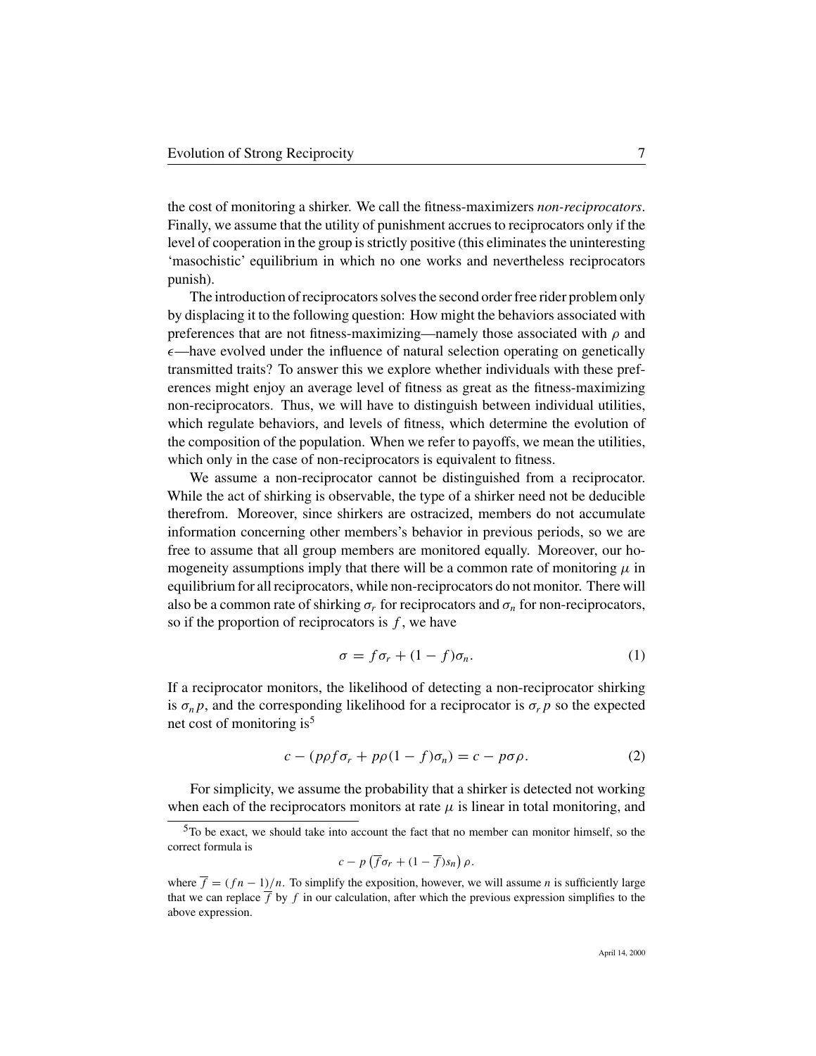the cost of monitoring a shirker. We call the fitness-maximizers *non-reciprocators*. Finally, we assume that the utility of punishment accrues to reciprocators only if the level of cooperation in the group is strictly positive (this eliminates the uninteresting 'masochistic' equilibrium in which no one works and nevertheless reciprocators punish).

The introduction of reciprocators solves the second order free rider problem only by displacing it to the following question: How might the behaviors associated with preferences that are not fitness-maximizing—namely those associated with $\rho$ and $\epsilon$—have evolved under the influence of natural selection operating on genetically transmitted traits? To answer this we explore whether individuals with these preferences might enjoy an average level of fitness as great as the fitness-maximizing non-reciprocators. Thus, we will have to distinguish between individual utilities, which regulate behaviors, and levels of fitness, which determine the evolution of the composition of the population. When we refer to payoffs, we mean the utilities, which only in the case of non-reciprocators is equivalent to fitness.

We assume a non-reciprocator cannot be distinguished from a reciprocator. While the act of shirking is observable, the type of a shirker need not be deducible therefrom. Moreover, since shirkers are ostracized, members do not accumulate information concerning other members's behavior in previous periods, so we are free to assume that all group members are monitored equally. Moreover, our homogeneity assumptions imply that there will be a common rate of monitoring $\mu$ in equilibrium for all reciprocators, while non-reciprocators do not monitor. There will also be a common rate of shirking $\sigma_r$ for reciprocators and $\sigma_n$ for non-reciprocators, so if the proportion of reciprocators is $f$, we have

$$\sigma = f\sigma_r + (1-f)\sigma_n. \tag{1}$$

If a reciprocator monitors, the likelihood of detecting a non-reciprocator shirking is $\sigma_n p$, and the corresponding likelihood for a reciprocator is $\sigma_r p$ so the expected net cost of monitoring is[5]

$$c - (p\rho f\sigma_r + p\rho(1-f)\sigma_n) = c - p\sigma\rho. \tag{2}$$

For simplicity, we assume the probability that a shirker is detected not working when each of the reciprocators monitors at rate $\mu$ is linear in total monitoring, and

[5] To be exact, we should take into account the fact that no member can monitor himself, so the correct formula is

$$c - p\left(\overline{f}\sigma_r + (1-\overline{f})s_n\right)\rho.$$

where $\overline{f} = (fn-1)/n$. To simplify the exposition, however, we will assume $n$ is sufficiently large that we can replace $\overline{f}$ by $f$ in our calculation, after which the previous expression simplifies to the above expression.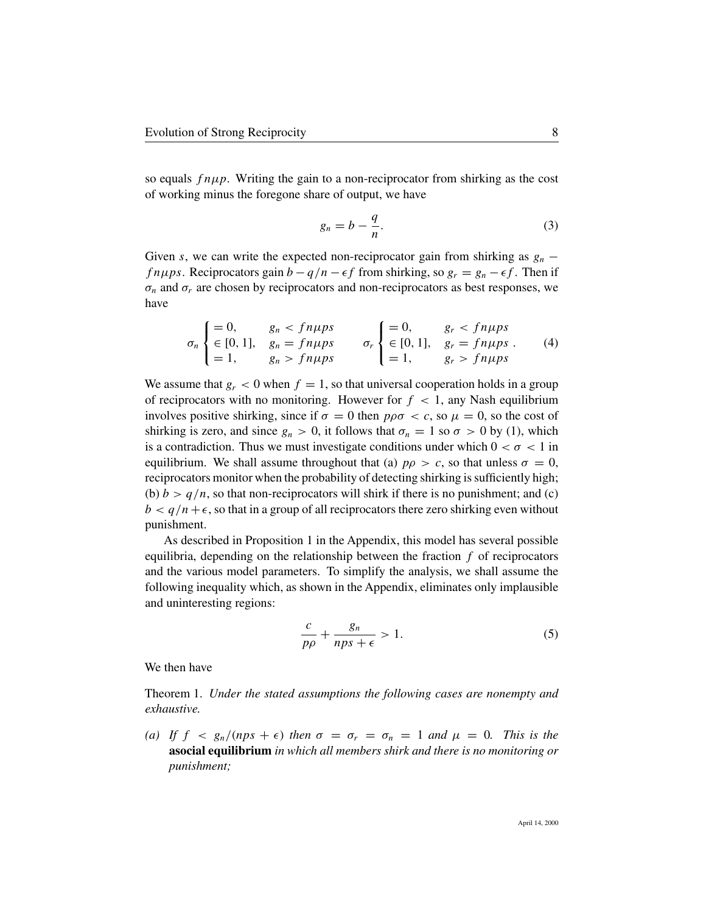so equals $fn\mu p$. Writing the gain to a non-reciprocator from shirking as the cost of working minus the foregone share of output, we have

$$g_n = b - \frac{q}{n}. \tag{3}$$

Given $s$, we can write the expected non-reciprocator gain from shirking as $g_n - fn\mu ps$. Reciprocators gain $b - q/n - \epsilon f$ from shirking, so $g_r = g_n - \epsilon f$. Then if $\sigma_n$ and $\sigma_r$ are chosen by reciprocators and non-reciprocators as best responses, we have

$$\sigma_n \begin{cases} = 0, & g_n < fn\mu ps \\ \in [0,1], & g_n = fn\mu ps \\ = 1, & g_n > fn\mu ps \end{cases} \qquad \sigma_r \begin{cases} = 0, & g_r < fn\mu ps \\ \in [0,1], & g_r = fn\mu ps \\ = 1, & g_r > fn\mu ps \end{cases}. \tag{4}$$

We assume that $g_r < 0$ when $f = 1$, so that universal cooperation holds in a group of reciprocators with no monitoring. However for $f < 1$, any Nash equilibrium involves positive shirking, since if $\sigma = 0$ then $p\rho\sigma < c$, so $\mu = 0$, so the cost of shirking is zero, and since $g_n > 0$, it follows that $\sigma_n = 1$ so $\sigma > 0$ by (1), which is a contradiction. Thus we must investigate conditions under which $0 < \sigma < 1$ in equilibrium. We shall assume throughout that (a) $p\rho > c$, so that unless $\sigma = 0$, reciprocators monitor when the probability of detecting shirking is sufficiently high; (b) $b > q/n$, so that non-reciprocators will shirk if there is no punishment; and (c) $b < q/n + \epsilon$, so that in a group of all reciprocators there zero shirking even without punishment.

As described in Proposition 1 in the Appendix, this model has several possible equilibria, depending on the relationship between the fraction $f$ of reciprocators and the various model parameters. To simplify the analysis, we shall assume the following inequality which, as shown in the Appendix, eliminates only implausible and uninteresting regions:

$$\frac{c}{p\rho} + \frac{g_n}{nps + \epsilon} > 1. \tag{5}$$

We then have

Theorem 1. *Under the stated assumptions the following cases are nonempty and exhaustive.*

*(a) If $f < g_n/(nps + \epsilon)$ then $\sigma = \sigma_r = \sigma_n = 1$ and $\mu = 0$. This is the* **asocial equilibrium** *in which all members shirk and there is no monitoring or punishment;*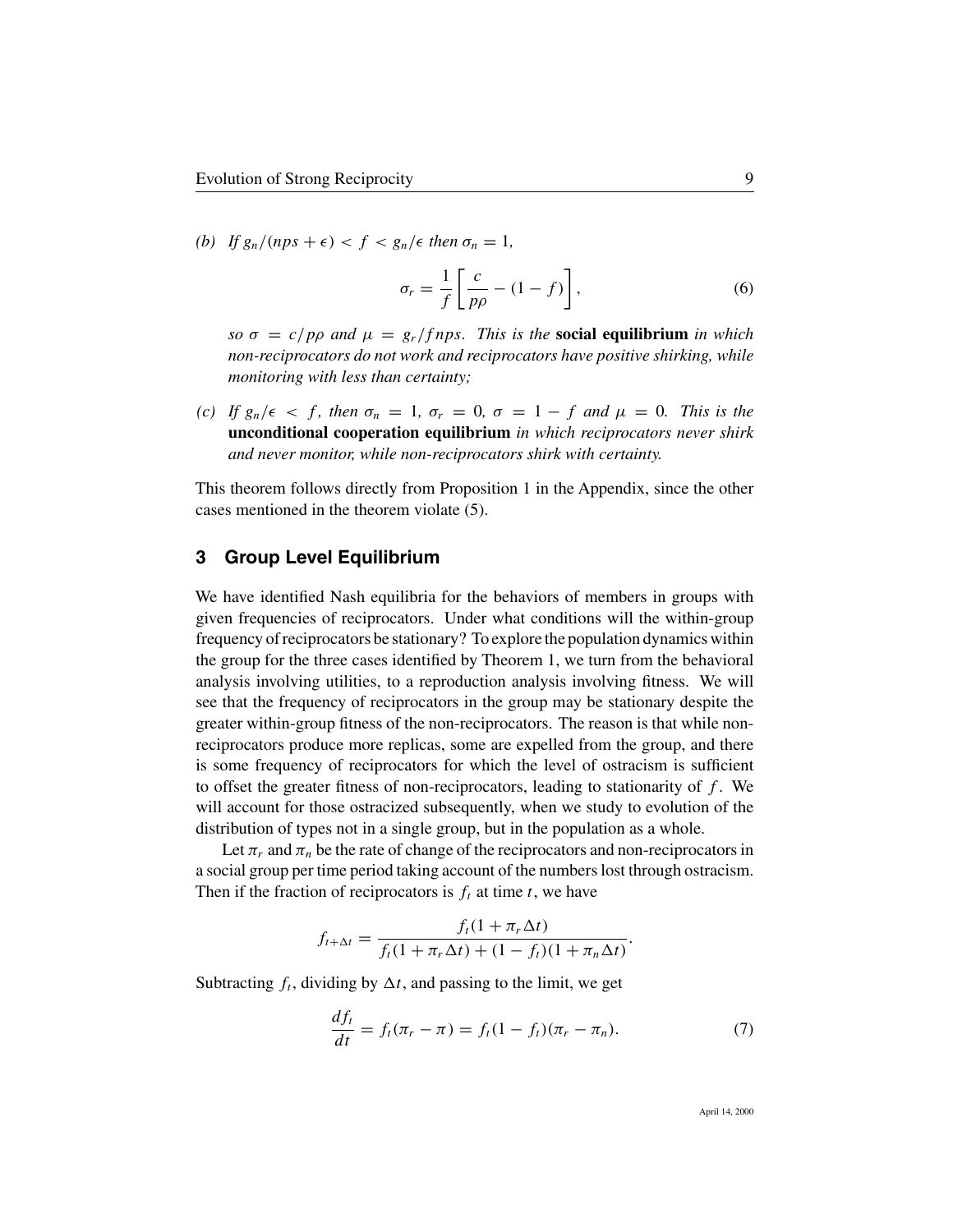(b) *If $g_n/(nps+\epsilon) < f < g_n/\epsilon$ then $\sigma_n = 1$,*

$$\sigma_r = \frac{1}{f}\left[\frac{c}{p\rho} - (1-f)\right], \tag{6}$$

*so $\sigma = c/p\rho$ and $\mu = g_r/fnps$. This is the* **social equilibrium** *in which non-reciprocators do not work and reciprocators have positive shirking, while monitoring with less than certainty;*

(c) *If $g_n/\epsilon < f$, then $\sigma_n = 1$, $\sigma_r = 0$, $\sigma = 1-f$ and $\mu = 0$. This is the* **unconditional cooperation equilibrium** *in which reciprocators never shirk and never monitor, while non-reciprocators shirk with certainty.*

This theorem follows directly from Proposition 1 in the Appendix, since the other cases mentioned in the theorem violate (5).

## 3 Group Level Equilibrium

We have identified Nash equilibria for the behaviors of members in groups with given frequencies of reciprocators. Under what conditions will the within-group frequency of reciprocators be stationary? To explore the population dynamics within the group for the three cases identified by Theorem 1, we turn from the behavioral analysis involving utilities, to a reproduction analysis involving fitness. We will see that the frequency of reciprocators in the group may be stationary despite the greater within-group fitness of the non-reciprocators. The reason is that while non-reciprocators produce more replicas, some are expelled from the group, and there is some frequency of reciprocators for which the level of ostracism is sufficient to offset the greater fitness of non-reciprocators, leading to stationarity of $f$. We will account for those ostracized subsequently, when we study to evolution of the distribution of types not in a single group, but in the population as a whole.

Let $\pi_r$ and $\pi_n$ be the rate of change of the reciprocators and non-reciprocators in a social group per time period taking account of the numbers lost through ostracism. Then if the fraction of reciprocators is $f_t$ at time $t$, we have

$$f_{t+\Delta t} = \frac{f_t(1+\pi_r\Delta t)}{f_t(1+\pi_r\Delta t) + (1-f_t)(1+\pi_n\Delta t)}.$$

Subtracting $f_t$, dividing by $\Delta t$, and passing to the limit, we get

$$\frac{df_t}{dt} = f_t(\pi_r - \pi) = f_t(1-f_t)(\pi_r - \pi_n). \tag{7}$$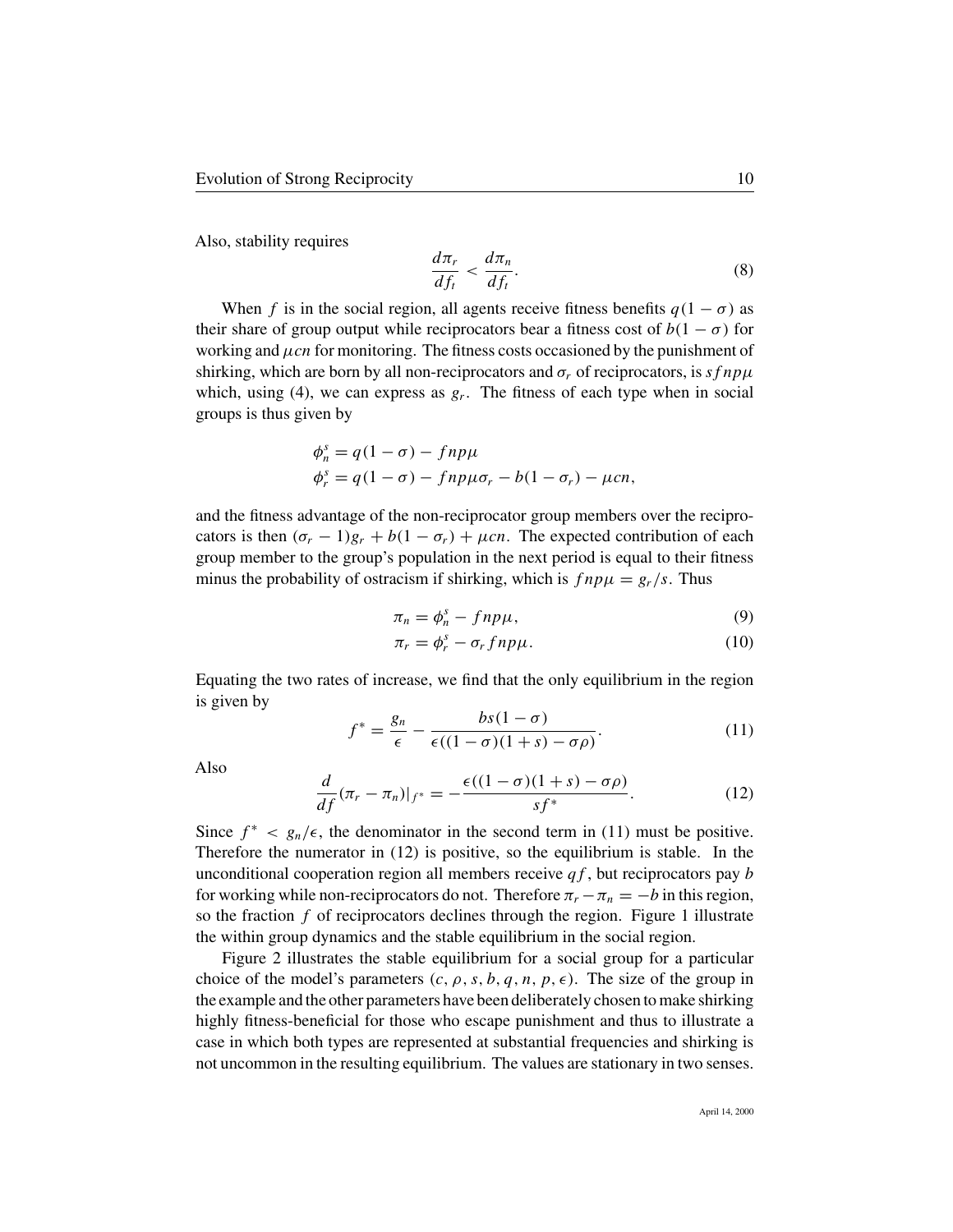Also, stability requires

$$\frac{d\pi_r}{df_t} < \frac{d\pi_n}{df_t}. \tag{8}$$

When $f$ is in the social region, all agents receive fitness benefits $q(1-\sigma)$ as their share of group output while reciprocators bear a fitness cost of $b(1-\sigma)$ for working and $\mu cn$ for monitoring. The fitness costs occasioned by the punishment of shirking, which are born by all non-reciprocators and $\sigma_r$ of reciprocators, is $sfnp\mu$ which, using (4), we can express as $g_r$. The fitness of each type when in social groups is thus given by

$$\phi_n^s = q(1-\sigma) - fnp\mu$$
$$\phi_r^s = q(1-\sigma) - fnp\mu\sigma_r - b(1-\sigma_r) - \mu cn,$$

and the fitness advantage of the non-reciprocator group members over the reciprocators is then $(\sigma_r - 1)g_r + b(1-\sigma_r) + \mu cn$. The expected contribution of each group member to the group's population in the next period is equal to their fitness minus the probability of ostracism if shirking, which is $fnp\mu = g_r/s$. Thus

$$\pi_n = \phi_n^s - fnp\mu, \tag{9}$$
$$\pi_r = \phi_r^s - \sigma_r fnp\mu. \tag{10}$$

Equating the two rates of increase, we find that the only equilibrium in the region is given by

$$f^* = \frac{g_n}{\epsilon} - \frac{bs(1-\sigma)}{\epsilon((1-\sigma)(1+s) - \sigma\rho)}. \tag{11}$$

Also

$$\frac{d}{df}(\pi_r - \pi_n)|_{f^*} = -\frac{\epsilon((1-\sigma)(1+s) - \sigma\rho)}{sf^*}. \tag{12}$$

Since $f^* < g_n/\epsilon$, the denominator in the second term in (11) must be positive. Therefore the numerator in (12) is positive, so the equilibrium is stable. In the unconditional cooperation region all members receive $qf$, but reciprocators pay $b$ for working while non-reciprocators do not. Therefore $\pi_r - \pi_n = -b$ in this region, so the fraction $f$ of reciprocators declines through the region. Figure 1 illustrate the within group dynamics and the stable equilibrium in the social region.

Figure 2 illustrates the stable equilibrium for a social group for a particular choice of the model's parameters $(c, \rho, s, b, q, n, p, \epsilon)$. The size of the group in the example and the other parameters have been deliberately chosen to make shirking highly fitness-beneficial for those who escape punishment and thus to illustrate a case in which both types are represented at substantial frequencies and shirking is not uncommon in the resulting equilibrium. The values are stationary in two senses.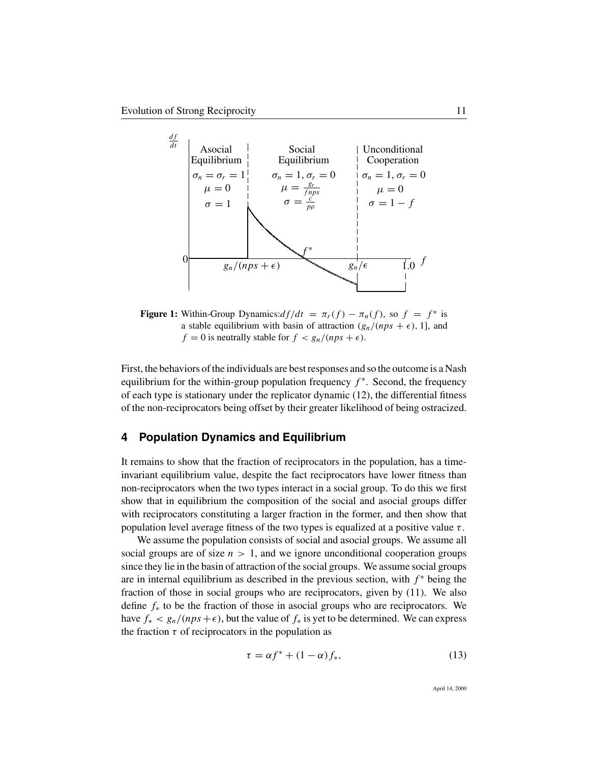**Figure 1:** Within-Group Dynamics: $df/dt = \pi_r(f) - \pi_n(f)$, so $f = f^*$ is a stable equilibrium with basin of attraction $(g_n/(nps + \epsilon), 1]$, and $f = 0$ is neutrally stable for $f < g_n/(nps + \epsilon)$.

First, the behaviors of the individuals are best responses and so the outcome is a Nash equilibrium for the within-group population frequency $f^*$. Second, the frequency of each type is stationary under the replicator dynamic (12), the differential fitness of the non-reciprocators being offset by their greater likelihood of being ostracized.

## 4 Population Dynamics and Equilibrium

It remains to show that the fraction of reciprocators in the population, has a time-invariant equilibrium value, despite the fact reciprocators have lower fitness than non-reciprocators when the two types interact in a social group. To do this we first show that in equilibrium the composition of the social and asocial groups differ with reciprocators constituting a larger fraction in the former, and then show that population level average fitness of the two types is equalized at a positive value $\tau$.

We assume the population consists of social and asocial groups. We assume all social groups are of size $n > 1$, and we ignore unconditional cooperation groups since they lie in the basin of attraction of the social groups. We assume social groups are in internal equilibrium as described in the previous section, with $f^*$ being the fraction of those in social groups who are reciprocators, given by (11). We also define $f_*$ to be the fraction of those in asocial groups who are reciprocators. We have $f_* < g_n/(nps + \epsilon)$, but the value of $f_*$ is yet to be determined. We can express the fraction $\tau$ of reciprocators in the population as

$$\tau = \alpha f^* + (1 - \alpha) f_*, \tag{13}$$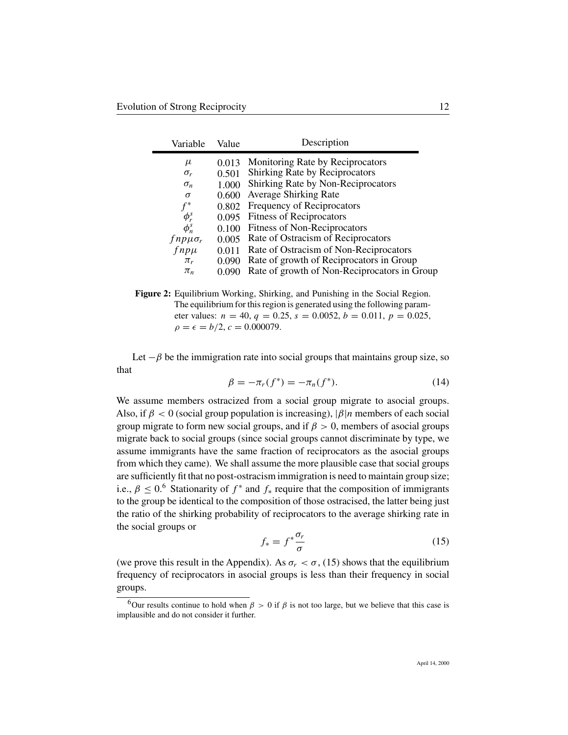| Variable | Value | Description |
|---|---|---|
| $\mu$ | 0.013 | Monitoring Rate by Reciprocators |
| $\sigma_r$ | 0.501 | Shirking Rate by Reciprocators |
| $\sigma_n$ | 1.000 | Shirking Rate by Non-Reciprocators |
| $\sigma$ | 0.600 | Average Shirking Rate |
| $f^*$ | 0.802 | Frequency of Reciprocators |
| $\phi_r^s$ | 0.095 | Fitness of Reciprocators |
| $\phi_n^s$ | 0.100 | Fitness of Non-Reciprocators |
| $fnp\mu\sigma_r$ | 0.005 | Rate of Ostracism of Reciprocators |
| $fnp\mu$ | 0.011 | Rate of Ostracism of Non-Reciprocators |
| $\pi_r$ | 0.090 | Rate of growth of Reciprocators in Group |
| $\pi_n$ | 0.090 | Rate of growth of Non-Reciprocators in Group |

**Figure 2:** Equilibrium Working, Shirking, and Punishing in the Social Region. The equilibrium for this region is generated using the following parameter values: $n = 40$, $q = 0.25$, $s = 0.0052$, $b = 0.011$, $p = 0.025$, $\rho = \epsilon = b/2$, $c = 0.000079$.

Let $-\beta$ be the immigration rate into social groups that maintains group size, so that

$$\beta = -\pi_r(f^*) = -\pi_n(f^*). \tag{14}$$

We assume members ostracized from a social group migrate to asocial groups. Also, if $\beta < 0$ (social group population is increasing), $|\beta|n$ members of each social group migrate to form new social groups, and if $\beta > 0$, members of asocial groups migrate back to social groups (since social groups cannot discriminate by type, we assume immigrants have the same fraction of reciprocators as the asocial groups from which they came). We shall assume the more plausible case that social groups are sufficiently fit that no post-ostracism immigration is need to maintain group size; i.e., $\beta \leq 0$.[6] Stationarity of $f^*$ and $f_*$ require that the composition of immigrants to the group be identical to the composition of those ostracised, the latter being just the ratio of the shirking probability of reciprocators to the average shirking rate in the social groups or

$$f_* = f^* \frac{\sigma_r}{\sigma} \tag{15}$$

(we prove this result in the Appendix). As $\sigma_r < \sigma$, (15) shows that the equilibrium frequency of reciprocators in asocial groups is less than their frequency in social groups.

[6] Our results continue to hold when $\beta > 0$ if $\beta$ is not too large, but we believe that this case is implausible and do not consider it further.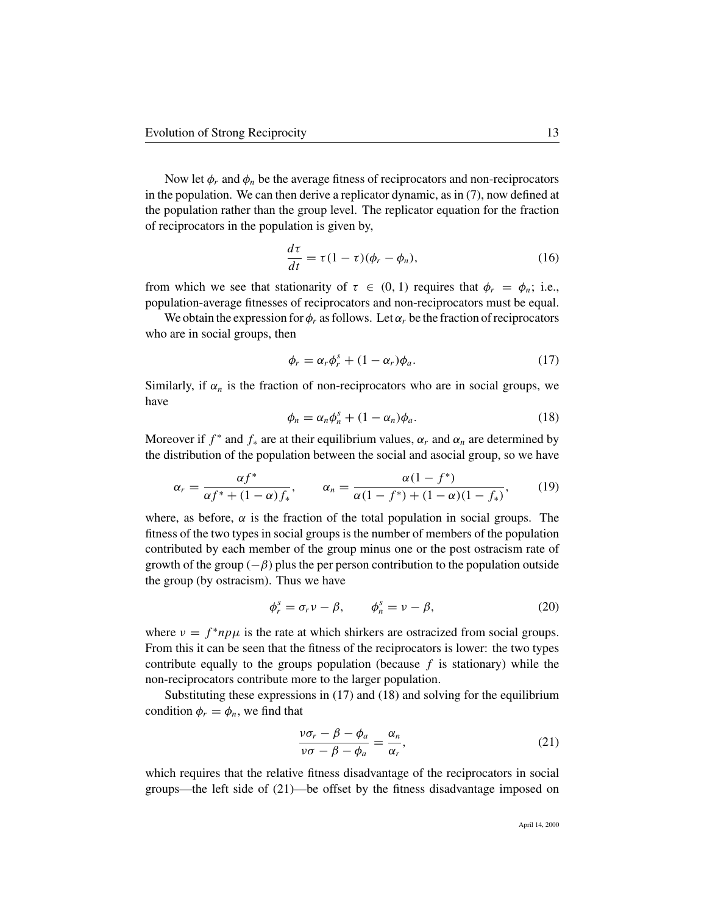Now let $\phi_r$ and $\phi_n$ be the average fitness of reciprocators and non-reciprocators in the population. We can then derive a replicator dynamic, as in (7), now defined at the population rather than the group level. The replicator equation for the fraction of reciprocators in the population is given by,

$$\frac{d\tau}{dt} = \tau(1-\tau)(\phi_r - \phi_n), \tag{16}$$

from which we see that stationarity of $\tau \in (0,1)$ requires that $\phi_r = \phi_n$; i.e., population-average fitnesses of reciprocators and non-reciprocators must be equal.

We obtain the expression for $\phi_r$ as follows. Let $\alpha_r$ be the fraction of reciprocators who are in social groups, then

$$\phi_r = \alpha_r \phi_r^s + (1-\alpha_r)\phi_a. \tag{17}$$

Similarly, if $\alpha_n$ is the fraction of non-reciprocators who are in social groups, we have

$$\phi_n = \alpha_n \phi_n^s + (1-\alpha_n)\phi_a. \tag{18}$$

Moreover if $f^*$ and $f_*$ are at their equilibrium values, $\alpha_r$ and $\alpha_n$ are determined by the distribution of the population between the social and asocial group, so we have

$$\alpha_r = \frac{\alpha f^*}{\alpha f^* + (1-\alpha)f_*}, \qquad \alpha_n = \frac{\alpha(1-f^*)}{\alpha(1-f^*) + (1-\alpha)(1-f_*)}, \tag{19}$$

where, as before, $\alpha$ is the fraction of the total population in social groups. The fitness of the two types in social groups is the number of members of the population contributed by each member of the group minus one or the post ostracism rate of growth of the group ($-\beta$) plus the per person contribution to the population outside the group (by ostracism). Thus we have

$$\phi_r^s = \sigma_r \nu - \beta, \qquad \phi_n^s = \nu - \beta, \tag{20}$$

where $\nu = f^* np\mu$ is the rate at which shirkers are ostracized from social groups. From this it can be seen that the fitness of the reciprocators is lower: the two types contribute equally to the groups population (because $f$ is stationary) while the non-reciprocators contribute more to the larger population.

Substituting these expressions in (17) and (18) and solving for the equilibrium condition $\phi_r = \phi_n$, we find that

$$\frac{\nu\sigma_r - \beta - \phi_a}{\nu\sigma - \beta - \phi_a} = \frac{\alpha_n}{\alpha_r}, \tag{21}$$

which requires that the relative fitness disadvantage of the reciprocators in social groups—the left side of (21)—be offset by the fitness disadvantage imposed on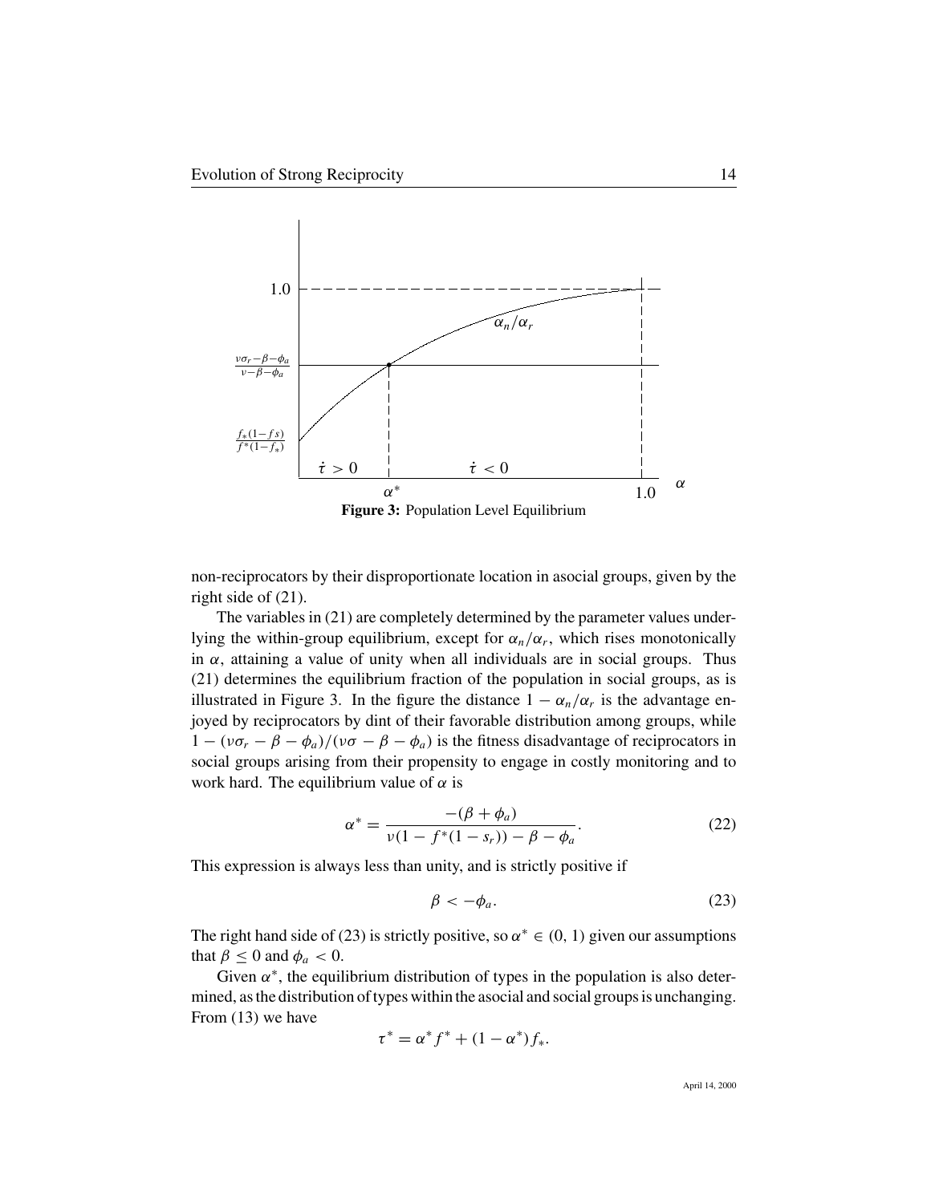**Figure 3:** Population Level Equilibrium

non-reciprocators by their disproportionate location in asocial groups, given by the right side of (21).

The variables in (21) are completely determined by the parameter values underlying the within-group equilibrium, except for $\alpha_n/\alpha_r$, which rises monotonically in $\alpha$, attaining a value of unity when all individuals are in social groups. Thus (21) determines the equilibrium fraction of the population in social groups, as is illustrated in Figure 3. In the figure the distance $1 - \alpha_n/\alpha_r$ is the advantage enjoyed by reciprocators by dint of their favorable distribution among groups, while $1 - (\nu\sigma_r - \beta - \phi_a)/(\nu\sigma - \beta - \phi_a)$ is the fitness disadvantage of reciprocators in social groups arising from their propensity to engage in costly monitoring and to work hard. The equilibrium value of $\alpha$ is

$$\alpha^* = \frac{-(\beta + \phi_a)}{\nu(1 - f^*(1 - s_r)) - \beta - \phi_a}. \tag{22}$$

This expression is always less than unity, and is strictly positive if

$$\beta < -\phi_a. \tag{23}$$

The right hand side of (23) is strictly positive, so $\alpha^* \in (0, 1)$ given our assumptions that $\beta \leq 0$ and $\phi_a < 0$.

Given $\alpha^*$, the equilibrium distribution of types in the population is also determined, as the distribution of types within the asocial and social groups is unchanging. From (13) we have

$$\tau^* = \alpha^* f^* + (1 - \alpha^*) f_*.$$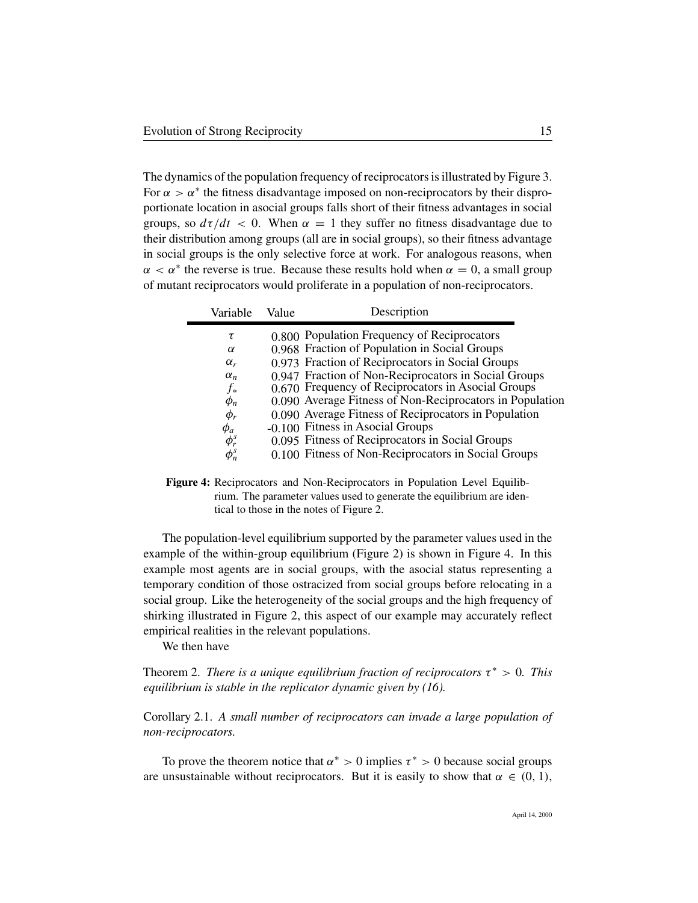The dynamics of the population frequency of reciprocators is illustrated by Figure 3. For $\alpha > \alpha^*$ the fitness disadvantage imposed on non-reciprocators by their disproportionate location in asocial groups falls short of their fitness advantages in social groups, so $d\tau/dt < 0$. When $\alpha = 1$ they suffer no fitness disadvantage due to their distribution among groups (all are in social groups), so their fitness advantage in social groups is the only selective force at work. For analogous reasons, when $\alpha < \alpha^*$ the reverse is true. Because these results hold when $\alpha = 0$, a small group of mutant reciprocators would proliferate in a population of non-reciprocators.

| Variable | Value | Description |
|---|---|---|
| $\tau$ | 0.800 | Population Frequency of Reciprocators |
| $\alpha$ | 0.968 | Fraction of Population in Social Groups |
| $\alpha_r$ | 0.973 | Fraction of Reciprocators in Social Groups |
| $\alpha_n$ | 0.947 | Fraction of Non-Reciprocators in Social Groups |
| $f_*$ | 0.670 | Frequency of Reciprocators in Asocial Groups |
| $\phi_n$ | 0.090 | Average Fitness of Non-Reciprocators in Population |
| $\phi_r$ | 0.090 | Average Fitness of Reciprocators in Population |
| $\phi_a$ | -0.100 | Fitness in Asocial Groups |
| $\phi_r^s$ | 0.095 | Fitness of Reciprocators in Social Groups |
| $\phi_n^s$ | 0.100 | Fitness of Non-Reciprocators in Social Groups |

**Figure 4:** Reciprocators and Non-Reciprocators in Population Level Equilibrium. The parameter values used to generate the equilibrium are identical to those in the notes of Figure 2.

The population-level equilibrium supported by the parameter values used in the example of the within-group equilibrium (Figure 2) is shown in Figure 4. In this example most agents are in social groups, with the asocial status representing a temporary condition of those ostracized from social groups before relocating in a social group. Like the heterogeneity of the social groups and the high frequency of shirking illustrated in Figure 2, this aspect of our example may accurately reflect empirical realities in the relevant populations.

We then have

Theorem 2. *There is a unique equilibrium fraction of reciprocators $\tau^* > 0$. This equilibrium is stable in the replicator dynamic given by (16).*

Corollary 2.1. *A small number of reciprocators can invade a large population of non-reciprocators.*

To prove the theorem notice that $\alpha^* > 0$ implies $\tau^* > 0$ because social groups are unsustainable without reciprocators. But it is easily to show that $\alpha \in (0, 1)$,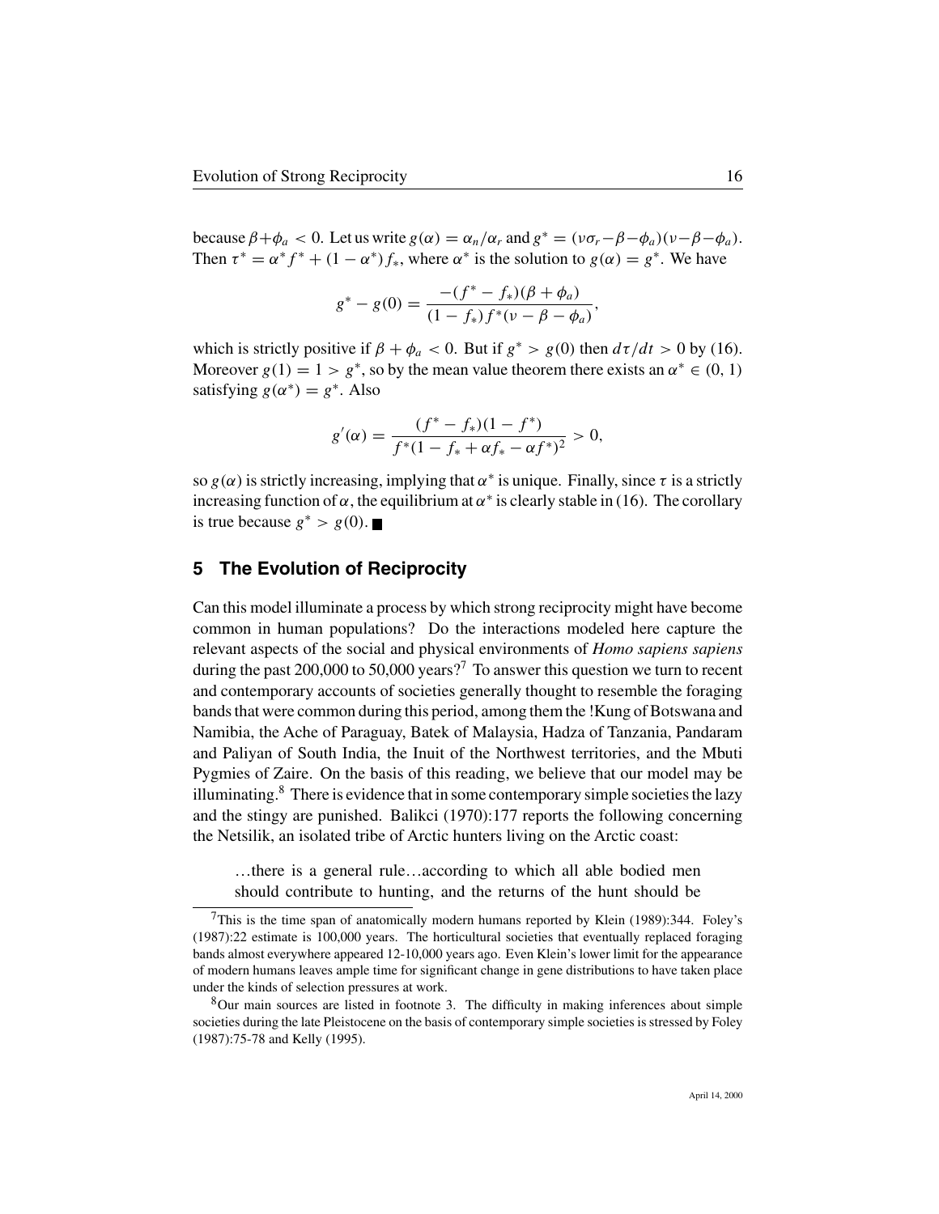because $\beta+\phi_a < 0$. Let us write $g(\alpha) = \alpha_n/\alpha_r$ and $g^* = (\nu\sigma_r-\beta-\phi_a)(\nu-\beta-\phi_a)$. Then $\tau^* = \alpha^* f^* + (1-\alpha^*) f_*$, where $\alpha^*$ is the solution to $g(\alpha) = g^*$. We have

$$g^* - g(0) = \frac{-(f^* - f_*)(\beta + \phi_a)}{(1 - f_*) f^*(\nu - \beta - \phi_a)},$$

which is strictly positive if $\beta + \phi_a < 0$. But if $g^* > g(0)$ then $d\tau/dt > 0$ by (16). Moreover $g(1) = 1 > g^*$, so by the mean value theorem there exists an $\alpha^* \in (0, 1)$ satisfying $g(\alpha^*) = g^*$. Also

$$g'(\alpha) = \frac{(f^* - f_*)(1 - f^*)}{f^*(1 - f_* + \alpha f_* - \alpha f^*)^2} > 0,$$

so $g(\alpha)$ is strictly increasing, implying that $\alpha^*$ is unique. Finally, since $\tau$ is a strictly increasing function of $\alpha$, the equilibrium at $\alpha^*$ is clearly stable in (16). The corollary is true because $g^* > g(0)$. ■

## 5 The Evolution of Reciprocity

Can this model illuminate a process by which strong reciprocity might have become common in human populations? Do the interactions modeled here capture the relevant aspects of the social and physical environments of *Homo sapiens sapiens* during the past 200,000 to 50,000 years?[7] To answer this question we turn to recent and contemporary accounts of societies generally thought to resemble the foraging bands that were common during this period, among them the !Kung of Botswana and Namibia, the Ache of Paraguay, Batek of Malaysia, Hadza of Tanzania, Pandaram and Paliyan of South India, the Inuit of the Northwest territories, and the Mbuti Pygmies of Zaire. On the basis of this reading, we believe that our model may be illuminating.[8] There is evidence that in some contemporary simple societies the lazy and the stingy are punished. Balikci (1970):177 reports the following concerning the Netsilik, an isolated tribe of Arctic hunters living on the Arctic coast:

> …there is a general rule…according to which all able bodied men should contribute to hunting, and the returns of the hunt should be

[7] This is the time span of anatomically modern humans reported by Klein (1989):344. Foley's (1987):22 estimate is 100,000 years. The horticultural societies that eventually replaced foraging bands almost everywhere appeared 12-10,000 years ago. Even Klein's lower limit for the appearance of modern humans leaves ample time for significant change in gene distributions to have taken place under the kinds of selection pressures at work.

[8] Our main sources are listed in footnote 3. The difficulty in making inferences about simple societies during the late Pleistocene on the basis of contemporary simple societies is stressed by Foley (1987):75-78 and Kelly (1995).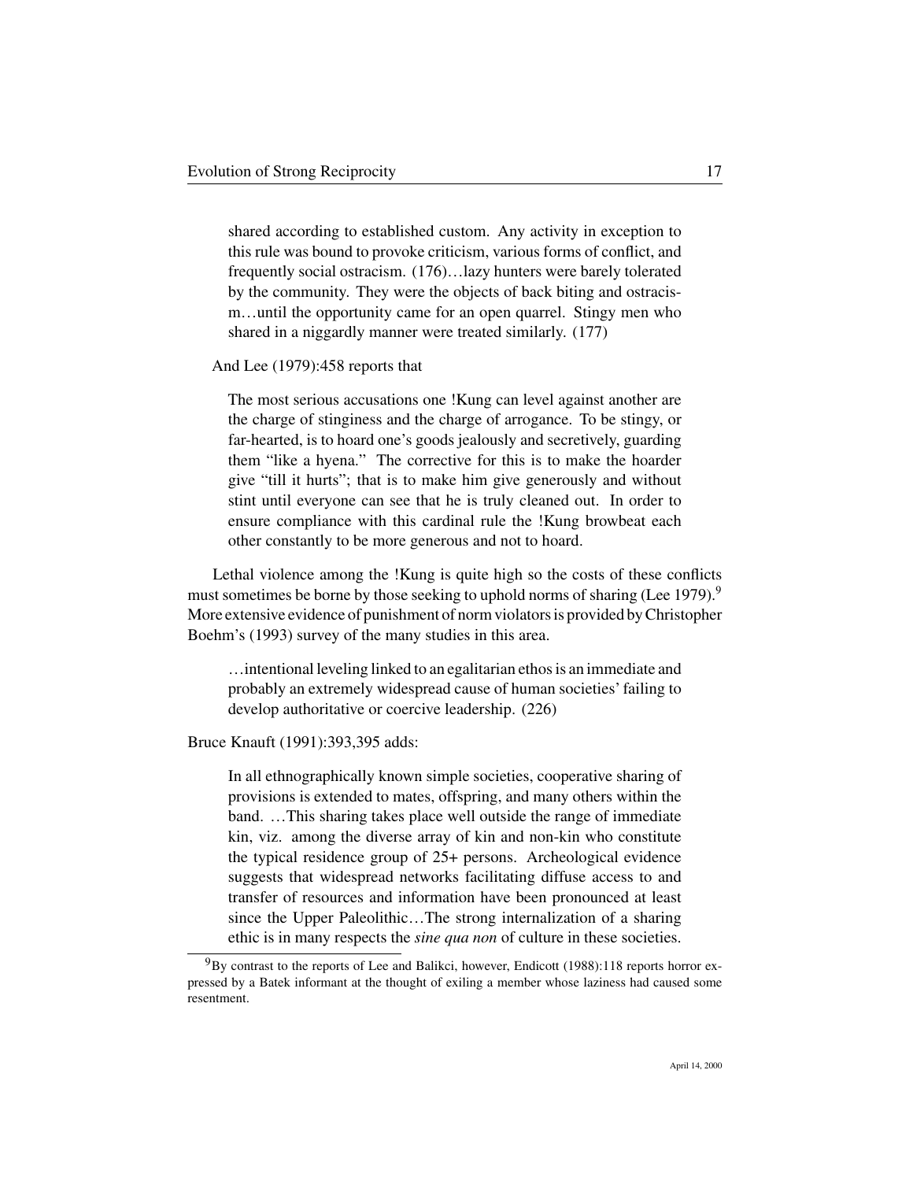> shared according to established custom. Any activity in exception to this rule was bound to provoke criticism, various forms of conflict, and frequently social ostracism. (176)…lazy hunters were barely tolerated by the community. They were the objects of back biting and ostracism…until the opportunity came for an open quarrel. Stingy men who shared in a niggardly manner were treated similarly. (177)

And Lee (1979):458 reports that

> The most serious accusations one !Kung can level against another are the charge of stinginess and the charge of arrogance. To be stingy, or far-hearted, is to hoard one's goods jealously and secretively, guarding them "like a hyena." The corrective for this is to make the hoarder give "till it hurts"; that is to make him give generously and without stint until everyone can see that he is truly cleaned out. In order to ensure compliance with this cardinal rule the !Kung browbeat each other constantly to be more generous and not to hoard.

Lethal violence among the !Kung is quite high so the costs of these conflicts must sometimes be borne by those seeking to uphold norms of sharing (Lee 1979).[9] More extensive evidence of punishment of norm violators is provided by Christopher Boehm's (1993) survey of the many studies in this area.

> …intentional leveling linked to an egalitarian ethos is an immediate and probably an extremely widespread cause of human societies' failing to develop authoritative or coercive leadership. (226)

Bruce Knauft (1991):393,395 adds:

> In all ethnographically known simple societies, cooperative sharing of provisions is extended to mates, offspring, and many others within the band. …This sharing takes place well outside the range of immediate kin, viz. among the diverse array of kin and non-kin who constitute the typical residence group of 25+ persons. Archeological evidence suggests that widespread networks facilitating diffuse access to and transfer of resources and information have been pronounced at least since the Upper Paleolithic…The strong internalization of a sharing ethic is in many respects the *sine qua non* of culture in these societies.

[9] By contrast to the reports of Lee and Balikci, however, Endicott (1988):118 reports horror expressed by a Batek informant at the thought of exiling a member whose laziness had caused some resentment.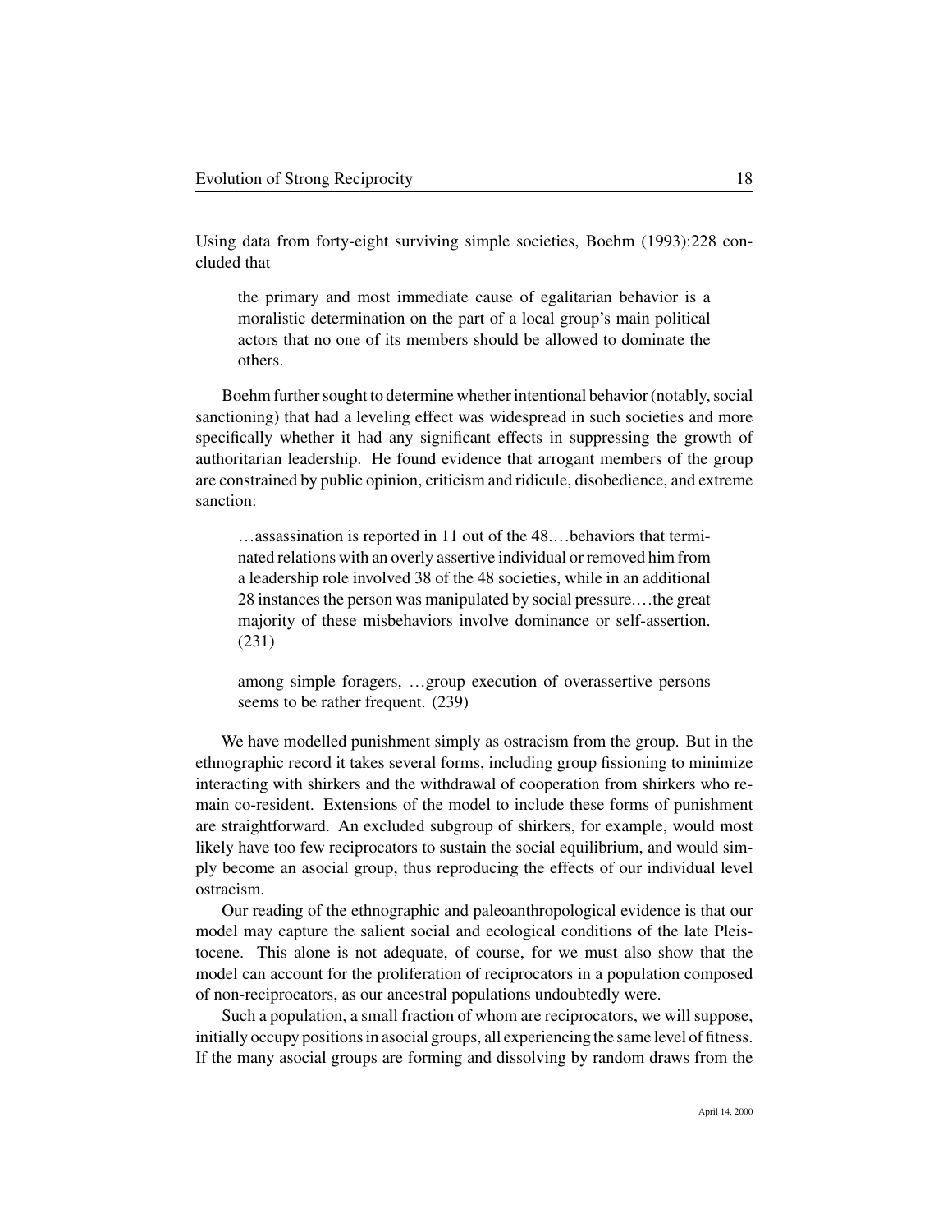Using data from forty-eight surviving simple societies, Boehm (1993):228 concluded that

> the primary and most immediate cause of egalitarian behavior is a moralistic determination on the part of a local group's main political actors that no one of its members should be allowed to dominate the others.

Boehm further sought to determine whether intentional behavior (notably, social sanctioning) that had a leveling effect was widespread in such societies and more specifically whether it had any significant effects in suppressing the growth of authoritarian leadership. He found evidence that arrogant members of the group are constrained by public opinion, criticism and ridicule, disobedience, and extreme sanction:

> …assassination is reported in 11 out of the 48.…behaviors that terminated relations with an overly assertive individual or removed him from a leadership role involved 38 of the 48 societies, while in an additional 28 instances the person was manipulated by social pressure.…the great majority of these misbehaviors involve dominance or self-assertion. (231)

> among simple foragers, …group execution of overassertive persons seems to be rather frequent. (239)

We have modelled punishment simply as ostracism from the group. But in the ethnographic record it takes several forms, including group fissioning to minimize interacting with shirkers and the withdrawal of cooperation from shirkers who remain co-resident. Extensions of the model to include these forms of punishment are straightforward. An excluded subgroup of shirkers, for example, would most likely have too few reciprocators to sustain the social equilibrium, and would simply become an asocial group, thus reproducing the effects of our individual level ostracism.

Our reading of the ethnographic and paleoanthropological evidence is that our model may capture the salient social and ecological conditions of the late Pleistocene. This alone is not adequate, of course, for we must also show that the model can account for the proliferation of reciprocators in a population composed of non-reciprocators, as our ancestral populations undoubtedly were.

Such a population, a small fraction of whom are reciprocators, we will suppose, initially occupy positions in asocial groups, all experiencing the same level of fitness. If the many asocial groups are forming and dissolving by random draws from the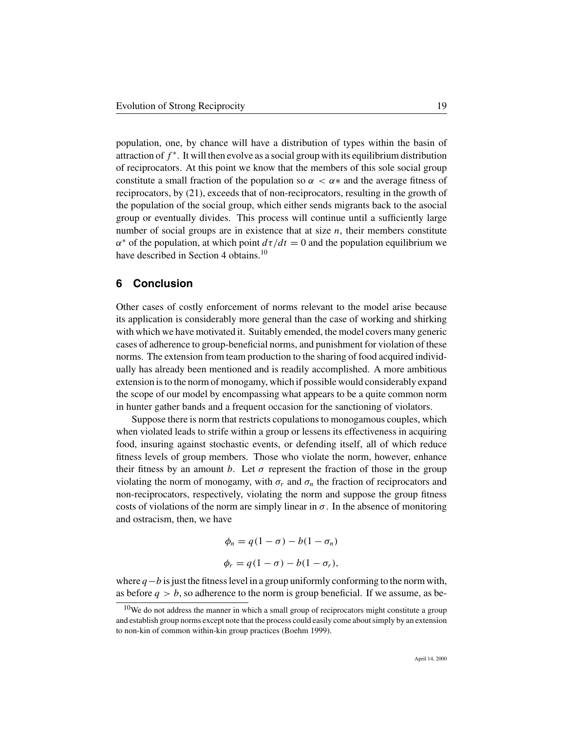population, one, by chance will have a distribution of types within the basin of attraction of $f^*$. It will then evolve as a social group with its equilibrium distribution of reciprocators. At this point we know that the members of this sole social group constitute a small fraction of the population so $\alpha < \alpha*$ and the average fitness of reciprocators, by (21), exceeds that of non-reciprocator, resulting in the growth of the population of the social group, which either sends migrants back to the asocial group or eventually divides. This process will continue until a sufficiently large number of social groups are in existence that at size $n$, their members constitute $\alpha^*$ of the population, at which point $d\tau/dt = 0$ and the population equilibrium we have described in Section 4 obtains.[10]

## 6 Conclusion

Other cases of costly enforcement of norms relevant to the model arise because its application is considerably more general than the case of working and shirking with which we have motivated it. Suitably emended, the model covers many generic cases of adherence to group-beneficial norms, and punishment for violation of these norms. The extension from team production to the sharing of food acquired individually has already been mentioned and is readily accomplished. A more ambitious extension is to the norm of monogamy, which if possible would considerably expand the scope of our model by encompassing what appears to be a quite common norm in hunter gather bands and a frequent occasion for the sanctioning of violators.

Suppose there is norm that restricts copulations to monogamous couples, which when violated leads to strife within a group or lessens its effectiveness in acquiring food, insuring against stochastic events, or defending itself, all of which reduce fitness levels of group members. Those who violate the norm, however, enhance their fitness by an amount $b$. Let $\sigma$ represent the fraction of those in the group violating the norm of monogamy, with $\sigma_r$ and $\sigma_n$ the fraction of reciprocators and non-reciprocators, respectively, violating the norm and suppose the group fitness costs of violations of the norm are simply linear in $\sigma$. In the absence of monitoring and ostracism, then, we have

$$\phi_n = q(1 - \sigma) - b(1 - \sigma_n)$$

$$\phi_r = q(1 - \sigma) - b(1 - \sigma_r),$$

where $q - b$ is just the fitness level in a group uniformly conforming to the norm with, as before $q > b$, so adherence to the norm is group beneficial. If we assume, as be-

[10] We do not address the manner in which a small group of reciprocators might constitute a group and establish group norms except note that the process could easily come about simply by an extension to non-kin of common within-kin group practices (Boehm 1999).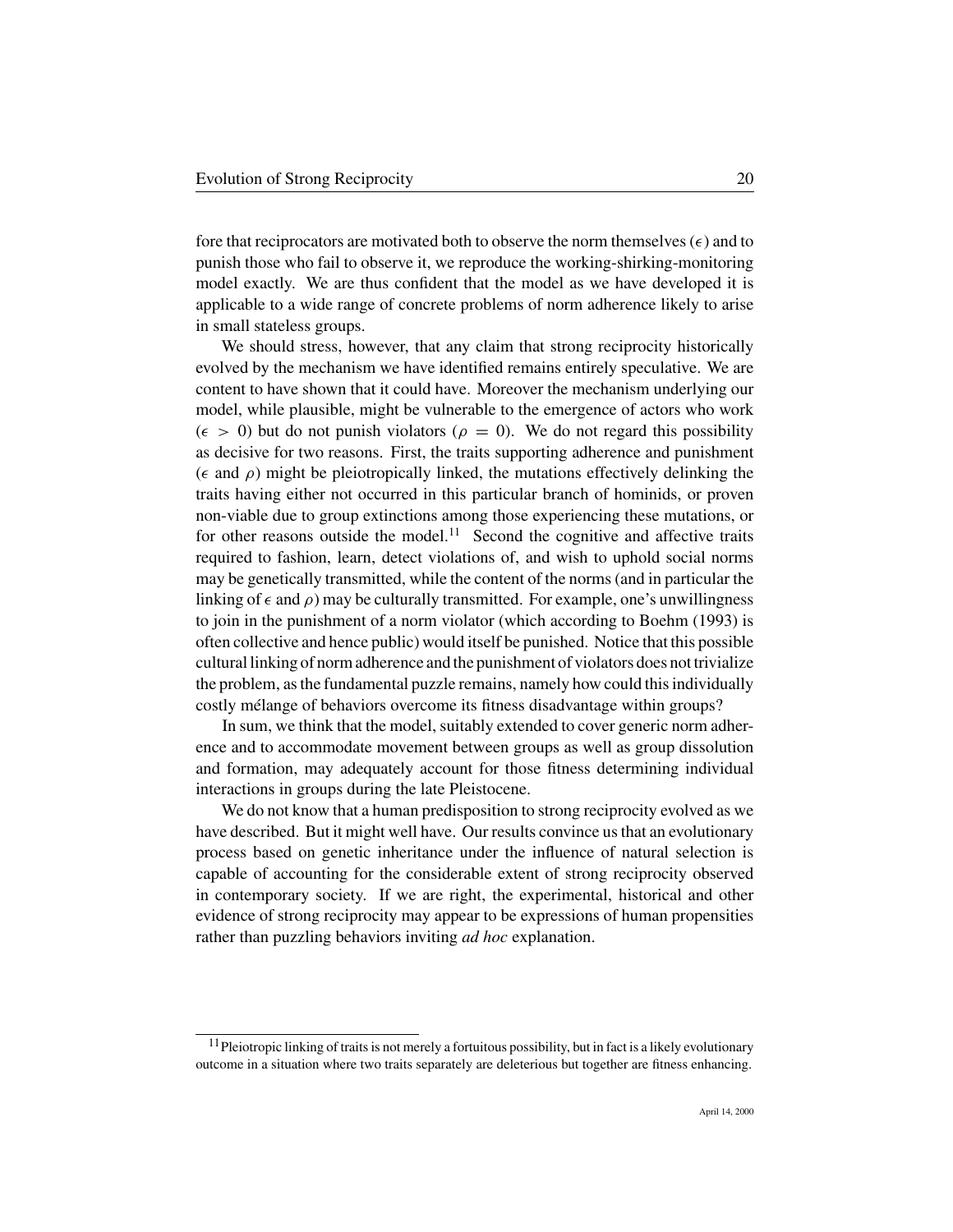fore that reciprocators are motivated both to observe the norm themselves ($\epsilon$) and to punish those who fail to observe it, we reproduce the working-shirking-monitoring model exactly. We are thus confident that the model as we have developed it is applicable to a wide range of concrete problems of norm adherence likely to arise in small stateless groups.

We should stress, however, that any claim that strong reciprocity historically evolved by the mechanism we have identified remains entirely speculative. We are content to have shown that it could have. Moreover the mechanism underlying our model, while plausible, might be vulnerable to the emergence of actors who work ($\epsilon > 0$) but do not punish violators ($\rho = 0$). We do not regard this possibility as decisive for two reasons. First, the traits supporting adherence and punishment ($\epsilon$ and $\rho$) might be pleiotropically linked, the mutations effectively delinking the traits having either not occurred in this particular branch of hominids, or proven non-viable due to group extinctions among those experiencing these mutations, or for other reasons outside the model.[11] Second the cognitive and affective traits required to fashion, learn, detect violations of, and wish to uphold social norms may be genetically transmitted, while the content of the norms (and in particular the linking of $\epsilon$ and $\rho$) may be culturally transmitted. For example, one's unwillingness to join in the punishment of a norm violator (which according to Boehm (1993) is often collective and hence public) would itself be punished. Notice that this possible cultural linking of norm adherence and the punishment of violators does not trivialize the problem, as the fundamental puzzle remains, namely how could this individually costly mélange of behaviors overcome its fitness disadvantage within groups?

In sum, we think that the model, suitably extended to cover generic norm adherence and to accommodate movement between groups as well as group dissolution and formation, may adequately account for those fitness determining individual interactions in groups during the late Pleistocene.

We do not know that a human predisposition to strong reciprocity evolved as we have described. But it might well have. Our results convince us that an evolutionary process based on genetic inheritance under the influence of natural selection is capable of accounting for the considerable extent of strong reciprocity observed in contemporary society. If we are right, the experimental, historical and other evidence of strong reciprocity may appear to be expressions of human propensities rather than puzzling behaviors inviting *ad hoc* explanation.

[11] Pleiotropic linking of traits is not merely a fortuitous possibility, but in fact is a likely evolutionary outcome in a situation where two traits separately are deleterious but together are fitness enhancing.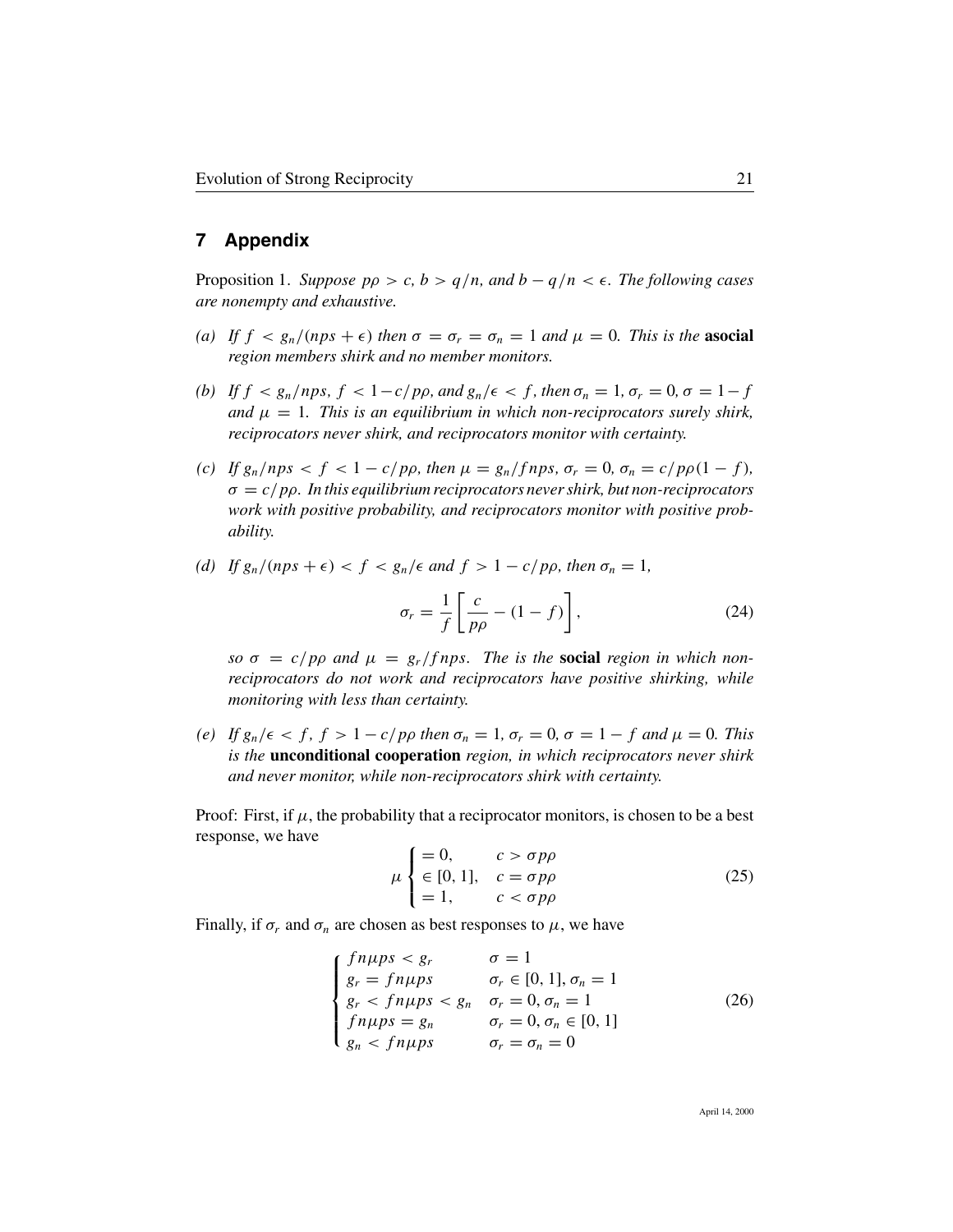## 7 Appendix

Proposition 1. *Suppose $p\rho > c$, $b > q/n$, and $b - q/n < \epsilon$. The following cases are nonempty and exhaustive.*

*(a) If $f < g_n/(nps + \epsilon)$ then $\sigma = \sigma_r = \sigma_n = 1$ and $\mu = 0$. This is the* **asocial** *region members shirk and no member monitors.*

*(b) If $f < g_n/nps$, $f < 1 - c/p\rho$, and $g_n/\epsilon < f$, then $\sigma_n = 1$, $\sigma_r = 0$, $\sigma = 1 - f$ and $\mu = 1$. This is an equilibrium in which non-reciprocators surely shirk, reciprocators never shirk, and reciprocators monitor with certainty.*

*(c) If $g_n/nps < f < 1 - c/p\rho$, then $\mu = g_n/fnps$, $\sigma_r = 0$, $\sigma_n = c/p\rho(1 - f)$, $\sigma = c/p\rho$. In this equilibrium reciprocators never shirk, but non-reciprocators work with positive probability, and reciprocators monitor with positive probability.*

*(d) If $g_n/(nps + \epsilon) < f < g_n/\epsilon$ and $f > 1 - c/p\rho$, then $\sigma_n = 1$,*

$$\sigma_r = \frac{1}{f}\left[\frac{c}{p\rho} - (1 - f)\right], \tag{24}$$

*so $\sigma = c/p\rho$ and $\mu = g_r/fnps$. The is the* **social** *region in which non-reciprocators do not work and reciprocators have positive shirking, while monitoring with less than certainty.*

*(e) If $g_n/\epsilon < f$, $f > 1 - c/p\rho$ then $\sigma_n = 1$, $\sigma_r = 0$, $\sigma = 1 - f$ and $\mu = 0$. This is the* **unconditional cooperation** *region, in which reciprocators never shirk and never monitor, while non-reciprocators shirk with certainty.*

Proof: First, if $\mu$, the probability that a reciprocator monitors, is chosen to be a best response, we have

$$\mu \begin{cases} = 0, & c > \sigma p\rho \\ \in [0, 1], & c = \sigma p\rho \\ = 1, & c < \sigma p\rho \end{cases} \tag{25}$$

Finally, if $\sigma_r$ and $\sigma_n$ are chosen as best responses to $\mu$, we have

$$\begin{cases} fn\mu ps < g_r & \sigma = 1 \\ g_r = fn\mu ps & \sigma_r \in [0, 1], \sigma_n = 1 \\ g_r < fn\mu ps < g_n & \sigma_r = 0, \sigma_n = 1 \\ fn\mu ps = g_n & \sigma_r = 0, \sigma_n \in [0, 1] \\ g_n < fn\mu ps & \sigma_r = \sigma_n = 0 \end{cases} \tag{26}$$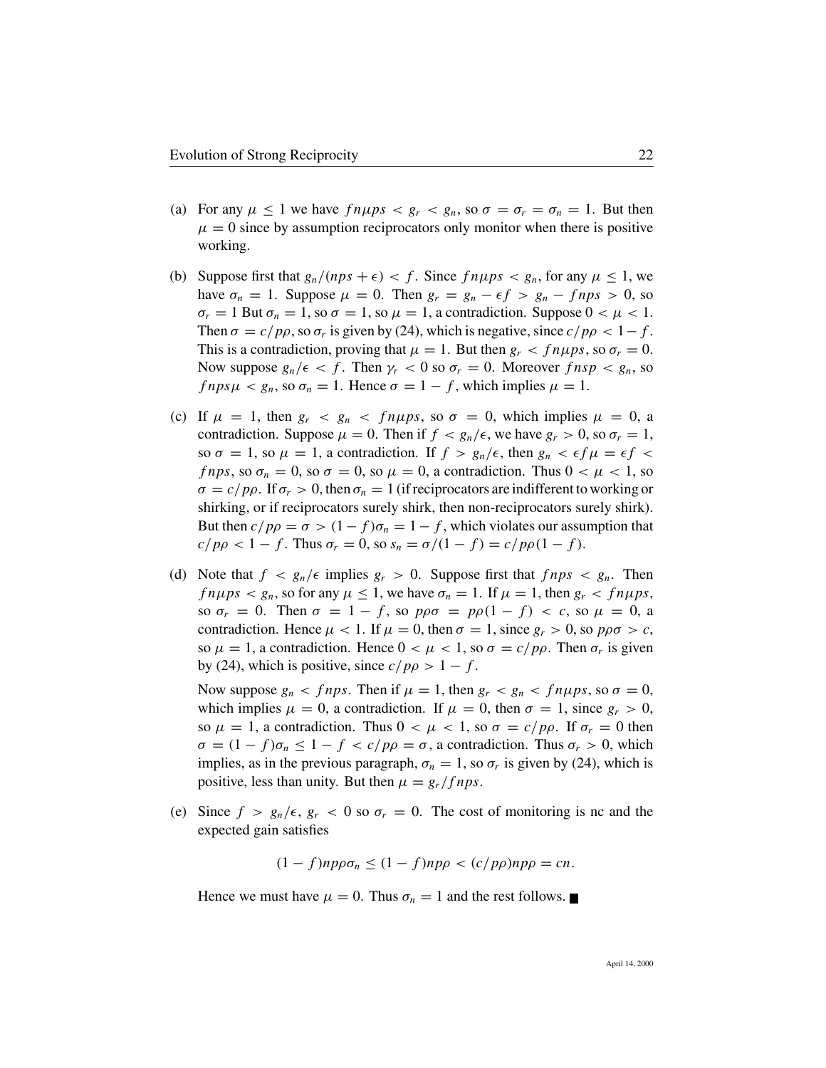(a) For any $\mu \leq 1$ we have $fn\mu ps < g_r < g_n$, so $\sigma = \sigma_r = \sigma_n = 1$. But then $\mu = 0$ since by assumption reciprocators only monitor when there is positive working.

(b) Suppose first that $g_n/(nps + \epsilon) < f$. Since $fn\mu ps < g_n$, for any $\mu \leq 1$, we have $\sigma_n = 1$. Suppose $\mu = 0$. Then $g_r = g_n - \epsilon f > g_n - fnps > 0$, so $\sigma_r = 1$ But $\sigma_n = 1$, so $\sigma = 1$, so $\mu = 1$, a contradiction. Suppose $0 < \mu < 1$. Then $\sigma = c/p\rho$, so $\sigma_r$ is given by (24), which is negative, since $c/p\rho < 1 - f$. This is a contradiction, proving that $\mu = 1$. But then $g_r < fn\mu ps$, so $\sigma_r = 0$. Now suppose $g_n/\epsilon < f$. Then $\gamma_r < 0$ so $\sigma_r = 0$. Moreover $fnsp < g_n$, so $fnps\mu < g_n$, so $\sigma_n = 1$. Hence $\sigma = 1 - f$, which implies $\mu = 1$.

(c) If $\mu = 1$, then $g_r < g_n < fn\mu ps$, so $\sigma = 0$, which implies $\mu = 0$, a contradiction. Suppose $\mu = 0$. Then if $f < g_n/\epsilon$, we have $g_r > 0$, so $\sigma_r = 1$, so $\sigma = 1$, so $\mu = 1$, a contradiction. If $f > g_n/\epsilon$, then $g_n < \epsilon f\mu = \epsilon f < fnps$, so $\sigma_n = 0$, so $\sigma = 0$, so $\mu = 0$, a contradiction. Thus $0 < \mu < 1$, so $\sigma = c/p\rho$. If $\sigma_r > 0$, then $\sigma_n = 1$ (if reciprocators are indifferent to working or shirking, or if reciprocators surely shirk, then non-reciprocators surely shirk). But then $c/p\rho = \sigma > (1 - f)\sigma_n = 1 - f$, which violates our assumption that $c/p\rho < 1 - f$. Thus $\sigma_r = 0$, so $s_n = \sigma/(1 - f) = c/p\rho(1 - f)$.

(d) Note that $f < g_n/\epsilon$ implies $g_r > 0$. Suppose first that $fnps < g_n$. Then $fn\mu ps < g_n$, so for any $\mu \leq 1$, we have $\sigma_n = 1$. If $\mu = 1$, then $g_r < fn\mu ps$, so $\sigma_r = 0$. Then $\sigma = 1 - f$, so $p\rho\sigma = p\rho(1 - f) < c$, so $\mu = 0$, a contradiction. Hence $\mu < 1$. If $\mu = 0$, then $\sigma = 1$, since $g_r > 0$, so $p\rho\sigma > c$, so $\mu = 1$, a contradiction. Hence $0 < \mu < 1$, so $\sigma = c/p\rho$. Then $\sigma_r$ is given by (24), which is positive, since $c/p\rho > 1 - f$.

Now suppose $g_n < fnps$. Then if $\mu = 1$, then $g_r < g_n < fn\mu ps$, so $\sigma = 0$, which implies $\mu = 0$, a contradiction. If $\mu = 0$, then $\sigma = 1$, since $g_r > 0$, so $\mu = 1$, a contradiction. Thus $0 < \mu < 1$, so $\sigma = c/p\rho$. If $\sigma_r = 0$ then $\sigma = (1 - f)\sigma_n \leq 1 - f < c/p\rho = \sigma$, a contradiction. Thus $\sigma_r > 0$, which implies, as in the previous paragraph, $\sigma_n = 1$, so $\sigma_r$ is given by (24), which is positive, less than unity. But then $\mu = g_r/fnps$.

(e) Since $f > g_n/\epsilon$, $g_r < 0$ so $\sigma_r = 0$. The cost of monitoring is nc and the expected gain satisfies

$$(1 - f)np\rho\sigma_n \leq (1 - f)np\rho < (c/p\rho)np\rho = cn.$$

Hence we must have $\mu = 0$. Thus $\sigma_n = 1$ and the rest follows. ■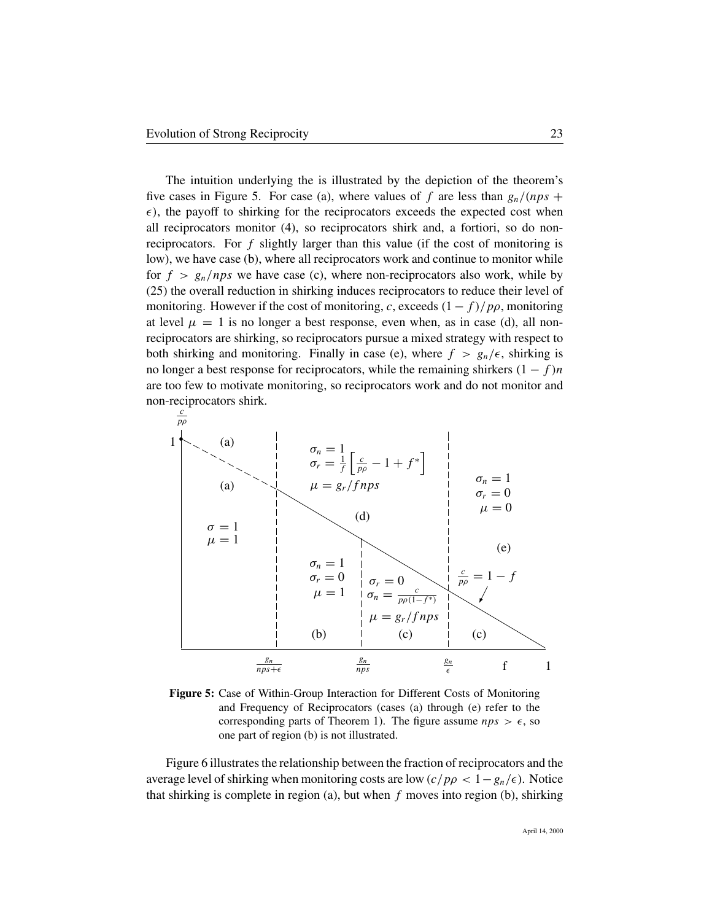The intuition underlying the is illustrated by the depiction of the theorem's five cases in Figure 5. For case (a), where values of $f$ are less than $g_n/(nps + \epsilon)$, the payoff to shirking for the reciprocators exceeds the expected cost when all reciprocators monitor (4), so reciprocators shirk and, a fortiori, so do non-reciprocators. For $f$ slightly larger than this value (if the cost of monitoring is low), we have case (b), where all reciprocators work and continue to monitor while for $f > g_n/nps$ we have case (c), where non-reciprocators also work, while by (25) the overall reduction in shirking induces reciprocators to reduce their level of monitoring. However if the cost of monitoring, $c$, exceeds $(1 - f)/p\rho$, monitoring at level $\mu = 1$ is no longer a best response, even when, as in case (d), all non-reciprocators are shirking, so reciprocators pursue a mixed strategy with respect to both shirking and monitoring. Finally in case (e), where $f > g_n/\epsilon$, shirking is no longer a best response for reciprocators, while the remaining shirkers $(1 - f)n$ are too few to motivate monitoring, so reciprocators work and do not monitor and non-reciprocators shirk.

**Figure 5:** Case of Within-Group Interaction for Different Costs of Monitoring and Frequency of Reciprocators (cases (a) through (e) refer to the corresponding parts of Theorem 1). The figure assume $nps > \epsilon$, so one part of region (b) is not illustrated.

Figure 6 illustrates the relationship between the fraction of reciprocators and the average level of shirking when monitoring costs are low ($c/p\rho < 1 - g_n/\epsilon$). Notice that shirking is complete in region (a), but when $f$ moves into region (b), shirking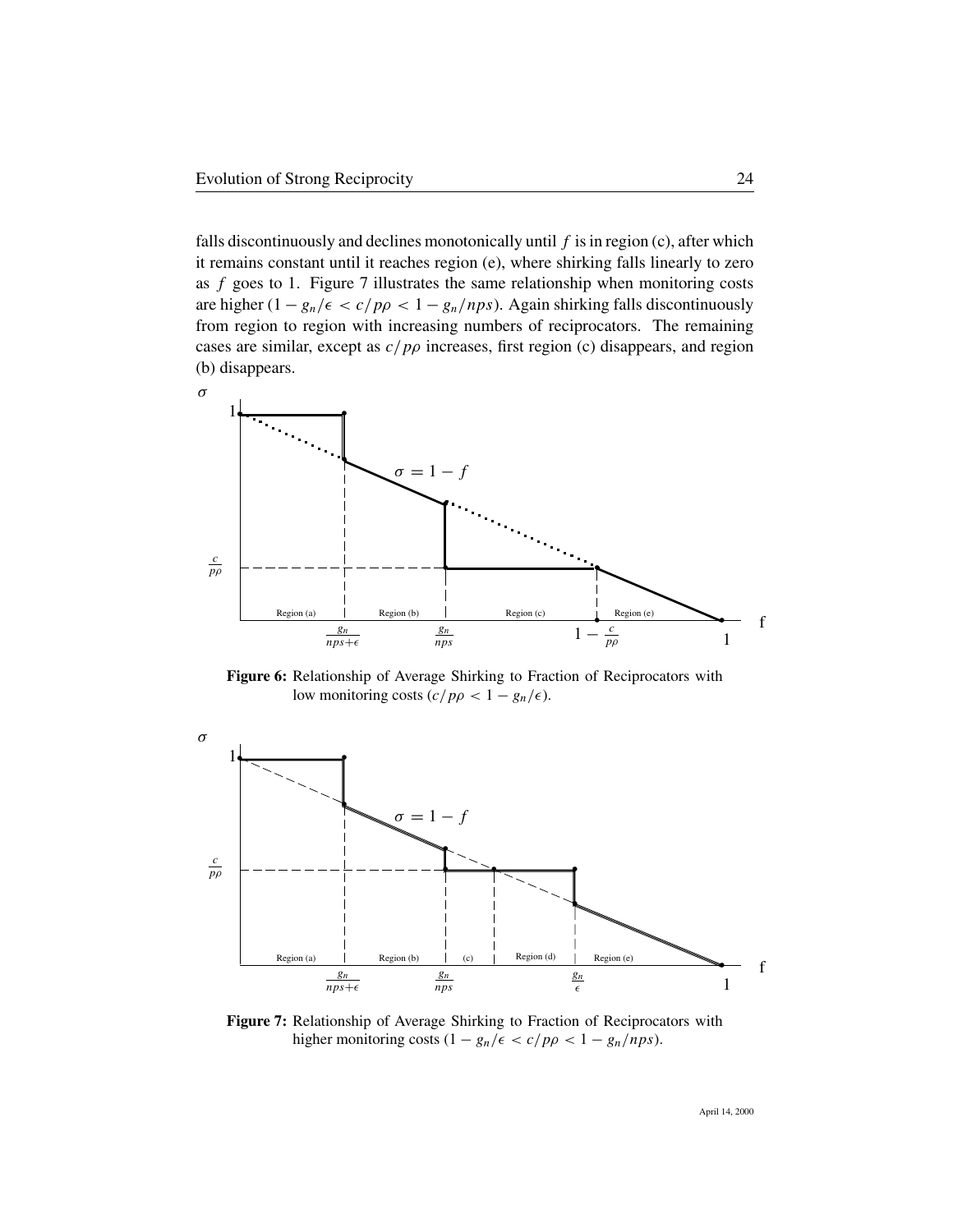falls discontinuously and declines monotonically until $f$ is in region (c), after which it remains constant until it reaches region (e), where shirking falls linearly to zero as $f$ goes to 1. Figure 7 illustrates the same relationship when monitoring costs are higher ($1 - g_n/\epsilon < c/p\rho < 1 - g_n/nps$). Again shirking falls discontinuously from region to region with increasing numbers of reciprocators. The remaining cases are similar, except as $c/p\rho$ increases, first region (c) disappears, and region (b) disappears.

**Figure 6:** Relationship of Average Shirking to Fraction of Reciprocators with low monitoring costs ($c/p\rho < 1 - g_n/\epsilon$).

**Figure 7:** Relationship of Average Shirking to Fraction of Reciprocators with higher monitoring costs ($1 - g_n/\epsilon < c/p\rho < 1 - g_n/nps$).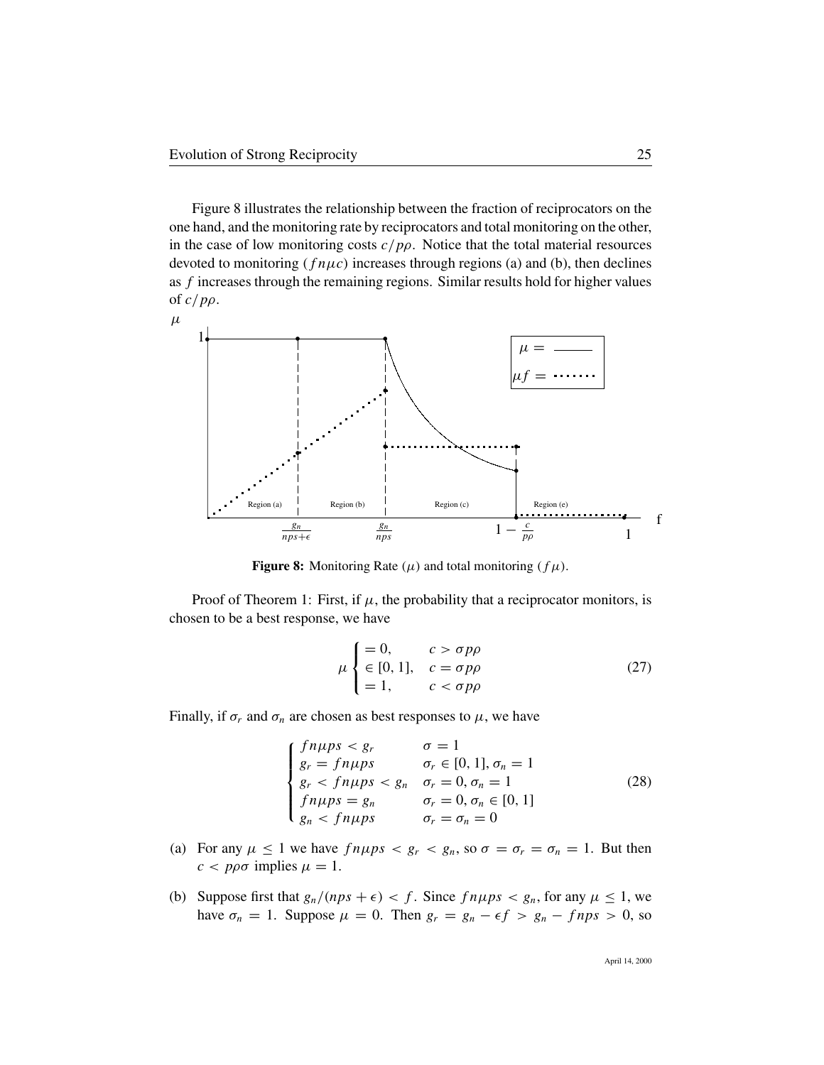Figure 8 illustrates the relationship between the fraction of reciprocators on the one hand, and the monitoring rate by reciprocators and total monitoring on the other, in the case of low monitoring costs $c/p\rho$. Notice that the total material resources devoted to monitoring ($fn\mu c$) increases through regions (a) and (b), then declines as $f$ increases through the remaining regions. Similar results hold for higher values of $c/p\rho$.

**Figure 8:** Monitoring Rate ($\mu$) and total monitoring ($f\mu$).

Proof of Theorem 1: First, if $\mu$, the probability that a reciprocator monitors, is chosen to be a best response, we have

$$\mu \begin{cases} = 0, & c > \sigma p\rho \\ \in [0,1], & c = \sigma p\rho \\ = 1, & c < \sigma p\rho \end{cases} \tag{27}$$

Finally, if $\sigma_r$ and $\sigma_n$ are chosen as best responses to $\mu$, we have

$$\begin{cases} fn\mu ps < g_r & \sigma = 1 \\ g_r = fn\mu ps & \sigma_r \in [0,1], \sigma_n = 1 \\ g_r < fn\mu ps < g_n & \sigma_r = 0, \sigma_n = 1 \\ fn\mu ps = g_n & \sigma_r = 0, \sigma_n \in [0,1] \\ g_n < fn\mu ps & \sigma_r = \sigma_n = 0 \end{cases} \tag{28}$$

(a) For any $\mu \leq 1$ we have $fn\mu ps < g_r < g_n$, so $\sigma = \sigma_r = \sigma_n = 1$. But then $c < p\rho\sigma$ implies $\mu = 1$.

(b) Suppose first that $g_n/(nps + \epsilon) < f$. Since $fn\mu ps < g_n$, for any $\mu \leq 1$, we have $\sigma_n = 1$. Suppose $\mu = 0$. Then $g_r = g_n - \epsilon f > g_n - fnps > 0$, so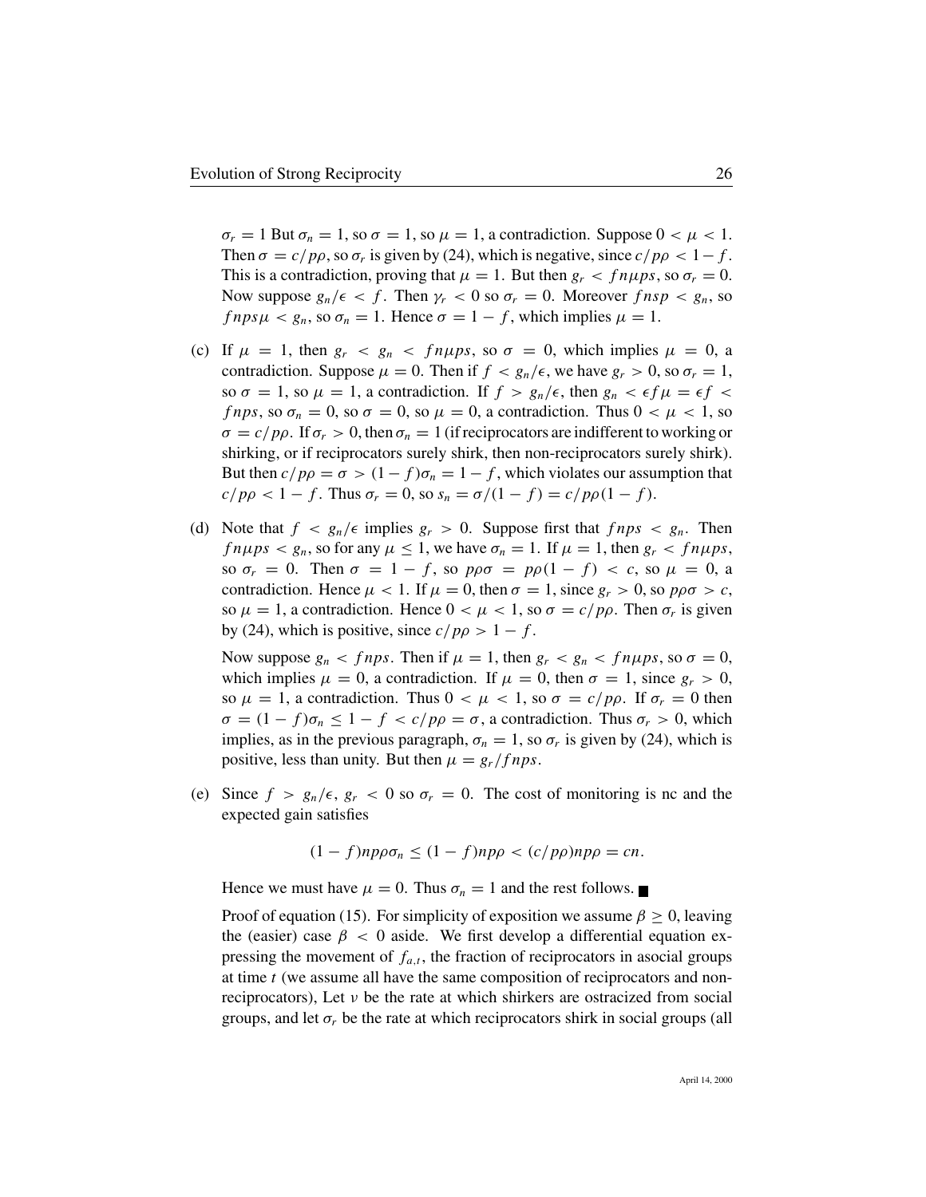$\sigma_r = 1$ But $\sigma_n = 1$, so $\sigma = 1$, so $\mu = 1$, a contradiction. Suppose $0 < \mu < 1$. Then $\sigma = c/p\rho$, so $\sigma_r$ is given by (24), which is negative, since $c/p\rho < 1 - f$. This is a contradiction, proving that $\mu = 1$. But then $g_r < fn\mu ps$, so $\sigma_r = 0$. Now suppose $g_n/\epsilon < f$. Then $\gamma_r < 0$ so $\sigma_r = 0$. Moreover $fnsp < g_n$, so $fnps\mu < g_n$, so $\sigma_n = 1$. Hence $\sigma = 1 - f$, which implies $\mu = 1$.

(c) If $\mu = 1$, then $g_r < g_n < fn\mu ps$, so $\sigma = 0$, which implies $\mu = 0$, a contradiction. Suppose $\mu = 0$. Then if $f < g_n/\epsilon$, we have $g_r > 0$, so $\sigma_r = 1$, so $\sigma = 1$, so $\mu = 1$, a contradiction. If $f > g_n/\epsilon$, then $g_n < \epsilon f \mu = \epsilon f < fnps$, so $\sigma_n = 0$, so $\sigma = 0$, so $\mu = 0$, a contradiction. Thus $0 < \mu < 1$, so $\sigma = c/p\rho$. If $\sigma_r > 0$, then $\sigma_n = 1$ (if reciprocators are indifferent to working or shirking, or if reciprocators surely shirk, then non-reciprocators surely shirk). But then $c/p\rho = \sigma > (1 - f)\sigma_n = 1 - f$, which violates our assumption that $c/p\rho < 1 - f$. Thus $\sigma_r = 0$, so $s_n = \sigma/(1 - f) = c/p\rho(1 - f)$.

(d) Note that $f < g_n/\epsilon$ implies $g_r > 0$. Suppose first that $fnps < g_n$. Then $fn\mu ps < g_n$, so for any $\mu \leq 1$, we have $\sigma_n = 1$. If $\mu = 1$, then $g_r < fn\mu ps$, so $\sigma_r = 0$. Then $\sigma = 1 - f$, so $p\rho\sigma = p\rho(1 - f) < c$, so $\mu = 0$, a contradiction. Hence $\mu < 1$. If $\mu = 0$, then $\sigma = 1$, since $g_r > 0$, so $p\rho\sigma > c$, so $\mu = 1$, a contradiction. Hence $0 < \mu < 1$, so $\sigma = c/p\rho$. Then $\sigma_r$ is given by (24), which is positive, since $c/p\rho > 1 - f$.

Now suppose $g_n < fnps$. Then if $\mu = 1$, then $g_r < g_n < fn\mu ps$, so $\sigma = 0$, which implies $\mu = 0$, a contradiction. If $\mu = 0$, then $\sigma = 1$, since $g_r > 0$, so $\mu = 1$, a contradiction. Thus $0 < \mu < 1$, so $\sigma = c/p\rho$. If $\sigma_r = 0$ then $\sigma = (1 - f)\sigma_n \leq 1 - f < c/p\rho = \sigma$, a contradiction. Thus $\sigma_r > 0$, which implies, as in the previous paragraph, $\sigma_n = 1$, so $\sigma_r$ is given by (24), which is positive, less than unity. But then $\mu = g_r/fnps$.

(e) Since $f > g_n/\epsilon$, $g_r < 0$ so $\sigma_r = 0$. The cost of monitoring is nc and the expected gain satisfies

$$(1 - f)np\rho\sigma_n \leq (1 - f)np\rho < (c/p\rho)np\rho = cn.$$

Hence we must have $\mu = 0$. Thus $\sigma_n = 1$ and the rest follows. ■

Proof of equation (15). For simplicity of exposition we assume $\beta \geq 0$, leaving the (easier) case $\beta < 0$ aside. We first develop a differential equation expressing the movement of $f_{a,t}$, the fraction of reciprocators in asocial groups at time $t$ (we assume all have the same composition of reciprocators and non-reciprocators), Let $\nu$ be the rate at which shirkers are ostracized from social groups, and let $\sigma_r$ be the rate at which reciprocators shirk in social groups (all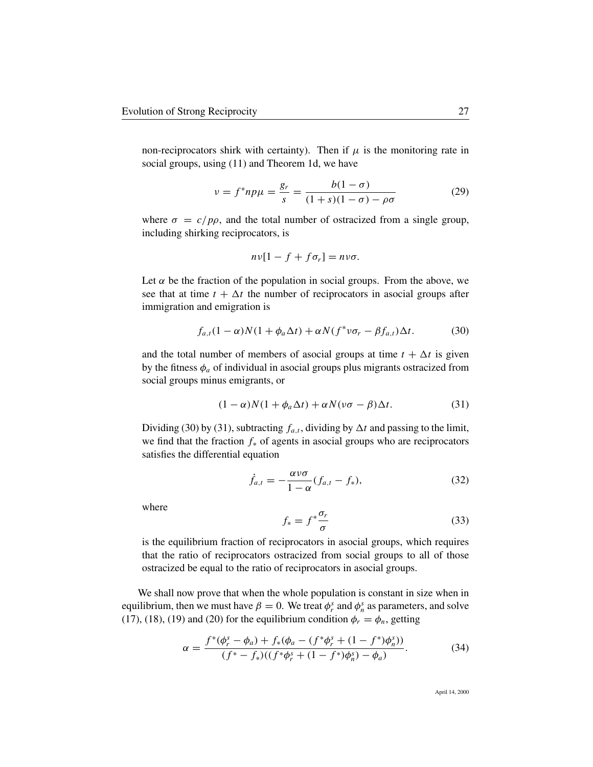non-reciprocators shirk with certainty). Then if $\mu$ is the monitoring rate in social groups, using (11) and Theorem 1d, we have

$$\nu = f^* np\mu = \frac{g_r}{s} = \frac{b(1-\sigma)}{(1+s)(1-\sigma) - \rho\sigma} \tag{29}$$

where $\sigma = c/p\rho$, and the total number of ostracized from a single group, including shirking reciprocators, is

$$n\nu[1 - f + f\sigma_r] = n\nu\sigma.$$

Let $\alpha$ be the fraction of the population in social groups. From the above, we see that at time $t + \Delta t$ the number of reciprocators in asocial groups after immigration and emigration is

$$f_{a,t}(1-\alpha)N(1+\phi_a\Delta t) + \alpha N(f^*\nu\sigma_r - \beta f_{a,t})\Delta t. \tag{30}$$

and the total number of members of asocial groups at time $t + \Delta t$ is given by the fitness $\phi_a$ of individual in asocial groups plus migrants ostracized from social groups minus emigrants, or

$$(1-\alpha)N(1+\phi_a\Delta t) + \alpha N(\nu\sigma - \beta)\Delta t. \tag{31}$$

Dividing (30) by (31), subtracting $f_{a,t}$, dividing by $\Delta t$ and passing to the limit, we find that the fraction $f_*$ of agents in asocial groups who are reciprocators satisfies the differential equation

$$\dot{f}_{a,t} = -\frac{\alpha\nu\sigma}{1-\alpha}(f_{a,t} - f_*), \tag{32}$$

where

$$f_* = f^*\frac{\sigma_r}{\sigma} \tag{33}$$

is the equilibrium fraction of reciprocators in asocial groups, which requires that the ratio of reciprocators ostracized from social groups to all of those ostracized be equal to the ratio of reciprocators in asocial groups.

We shall now prove that when the whole population is constant in size when in equilibrium, then we must have $\beta = 0$. We treat $\phi_r^s$ and $\phi_n^s$ as parameters, and solve (17), (18), (19) and (20) for the equilibrium condition $\phi_r = \phi_n$, getting

$$\alpha = \frac{f^*(\phi_r^s - \phi_a) + f_*(\phi_a - (f^*\phi_r^s + (1-f^*)\phi_n^s))}{(f^* - f_*)((f^*\phi_r^s + (1-f^*)\phi_n^s) - \phi_a)}. \tag{34}$$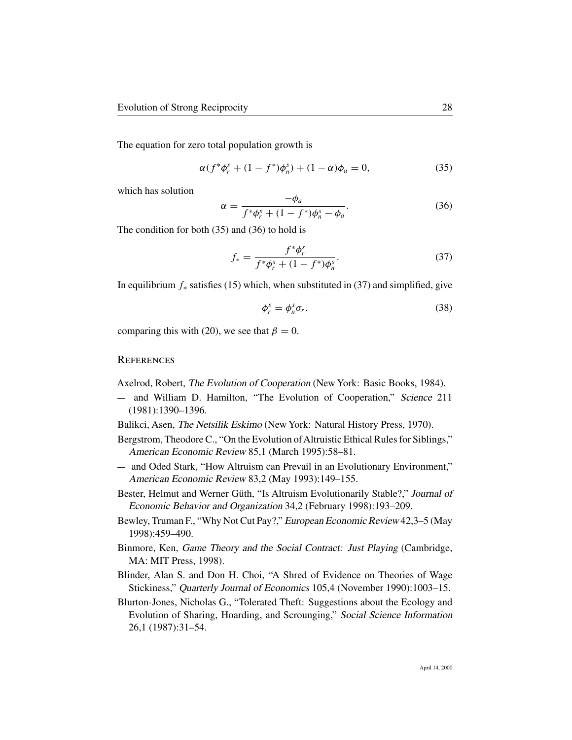The equation for zero total population growth is

$$\alpha(f^*\phi_r^s + (1 - f^*)\phi_n^s) + (1 - \alpha)\phi_a = 0, \tag{35}$$

which has solution

$$\alpha = \frac{-\phi_a}{f^*\phi_r^s + (1 - f^*)\phi_n^s - \phi_a}. \tag{36}$$

The condition for both (35) and (36) to hold is

$$f_* = \frac{f^*\phi_r^s}{f^*\phi_r^s + (1 - f^*)\phi_n^s}. \tag{37}$$

In equilibrium $f_*$ satisfies (15) which, when substituted in (37) and simplified, give

$$\phi_r^s = \phi_n^s \sigma_r. \tag{38}$$

comparing this with (20), we see that $\beta = 0$.

## References

Axelrod, Robert, *The Evolution of Cooperation* (New York: Basic Books, 1984).

— and William D. Hamilton, "The Evolution of Cooperation," *Science* 211 (1981):1390–1396.

Balikci, Asen, *The Netsilik Eskimo* (New York: Natural History Press, 1970).

Bergstrom, Theodore C., "On the Evolution of Altruistic Ethical Rules for Siblings," *American Economic Review* 85,1 (March 1995):58–81.

— and Oded Stark, "How Altruism can Prevail in an Evolutionary Environment," *American Economic Review* 83,2 (May 1993):149–155.

Bester, Helmut and Werner Güth, "Is Altruism Evolutionarily Stable?," *Journal of Economic Behavior and Organization* 34,2 (February 1998):193–209.

Bewley, Truman F., "Why Not Cut Pay?," *European Economic Review* 42,3–5 (May 1998):459–490.

Binmore, Ken, *Game Theory and the Social Contract: Just Playing* (Cambridge, MA: MIT Press, 1998).

Blinder, Alan S. and Don H. Choi, "A Shred of Evidence on Theories of Wage Stickiness," *Quarterly Journal of Economics* 105,4 (November 1990):1003–15.

Blurton-Jones, Nicholas G., "Tolerated Theft: Suggestions about the Ecology and Evolution of Sharing, Hoarding, and Scrounging," *Social Science Information* 26,1 (1987):31–54.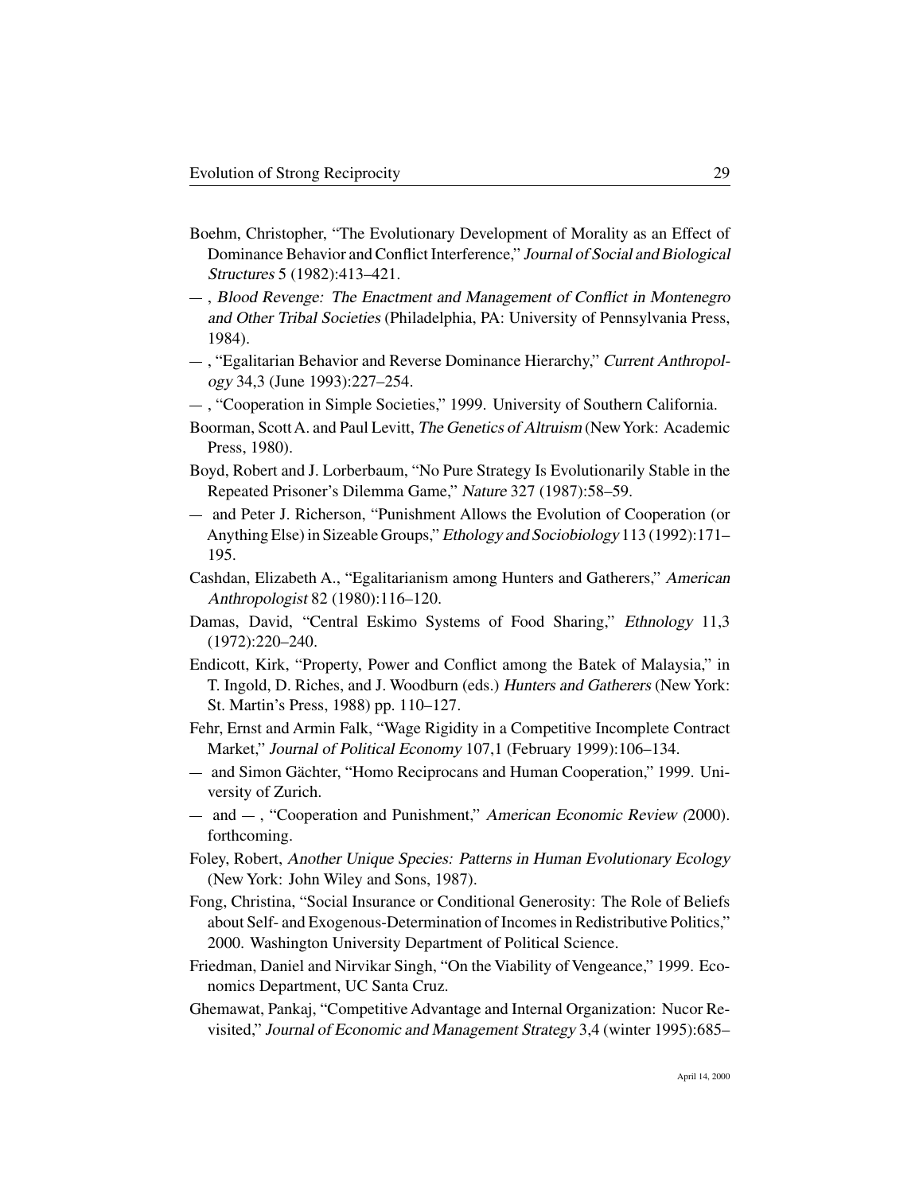Boehm, Christopher, "The Evolutionary Development of Morality as an Effect of Dominance Behavior and Conflict Interference," *Journal of Social and Biological Structures* 5 (1982):413–421.

— , *Blood Revenge: The Enactment and Management of Conflict in Montenegro and Other Tribal Societies* (Philadelphia, PA: University of Pennsylvania Press, 1984).

— , "Egalitarian Behavior and Reverse Dominance Hierarchy," *Current Anthropology* 34,3 (June 1993):227–254.

— , "Cooperation in Simple Societies," 1999. University of Southern California.

Boorman, Scott A. and Paul Levitt, *The Genetics of Altruism* (New York: Academic Press, 1980).

Boyd, Robert and J. Lorberbaum, "No Pure Strategy Is Evolutionarily Stable in the Repeated Prisoner's Dilemma Game," *Nature* 327 (1987):58–59.

— and Peter J. Richerson, "Punishment Allows the Evolution of Cooperation (or Anything Else) in Sizeable Groups," *Ethology and Sociobiology* 113 (1992):171–195.

Cashdan, Elizabeth A., "Egalitarianism among Hunters and Gatherers," *American Anthropologist* 82 (1980):116–120.

Damas, David, "Central Eskimo Systems of Food Sharing," *Ethnology* 11,3 (1972):220–240.

Endicott, Kirk, "Property, Power and Conflict among the Batek of Malaysia," in T. Ingold, D. Riches, and J. Woodburn (eds.) *Hunters and Gatherers* (New York: St. Martin's Press, 1988) pp. 110–127.

Fehr, Ernst and Armin Falk, "Wage Rigidity in a Competitive Incomplete Contract Market," *Journal of Political Economy* 107,1 (February 1999):106–134.

— and Simon Gächter, "Homo Reciprocans and Human Cooperation," 1999. University of Zurich.

— and — , "Cooperation and Punishment," *American Economic Review (*2000). forthcoming.

Foley, Robert, *Another Unique Species: Patterns in Human Evolutionary Ecology* (New York: John Wiley and Sons, 1987).

Fong, Christina, "Social Insurance or Conditional Generosity: The Role of Beliefs about Self- and Exogenous-Determination of Incomes in Redistributive Politics," 2000. Washington University Department of Political Science.

Friedman, Daniel and Nirvikar Singh, "On the Viability of Vengeance," 1999. Economics Department, UC Santa Cruz.

Ghemawat, Pankaj, "Competitive Advantage and Internal Organization: Nucor Revisited," *Journal of Economic and Management Strategy* 3,4 (winter 1995):685–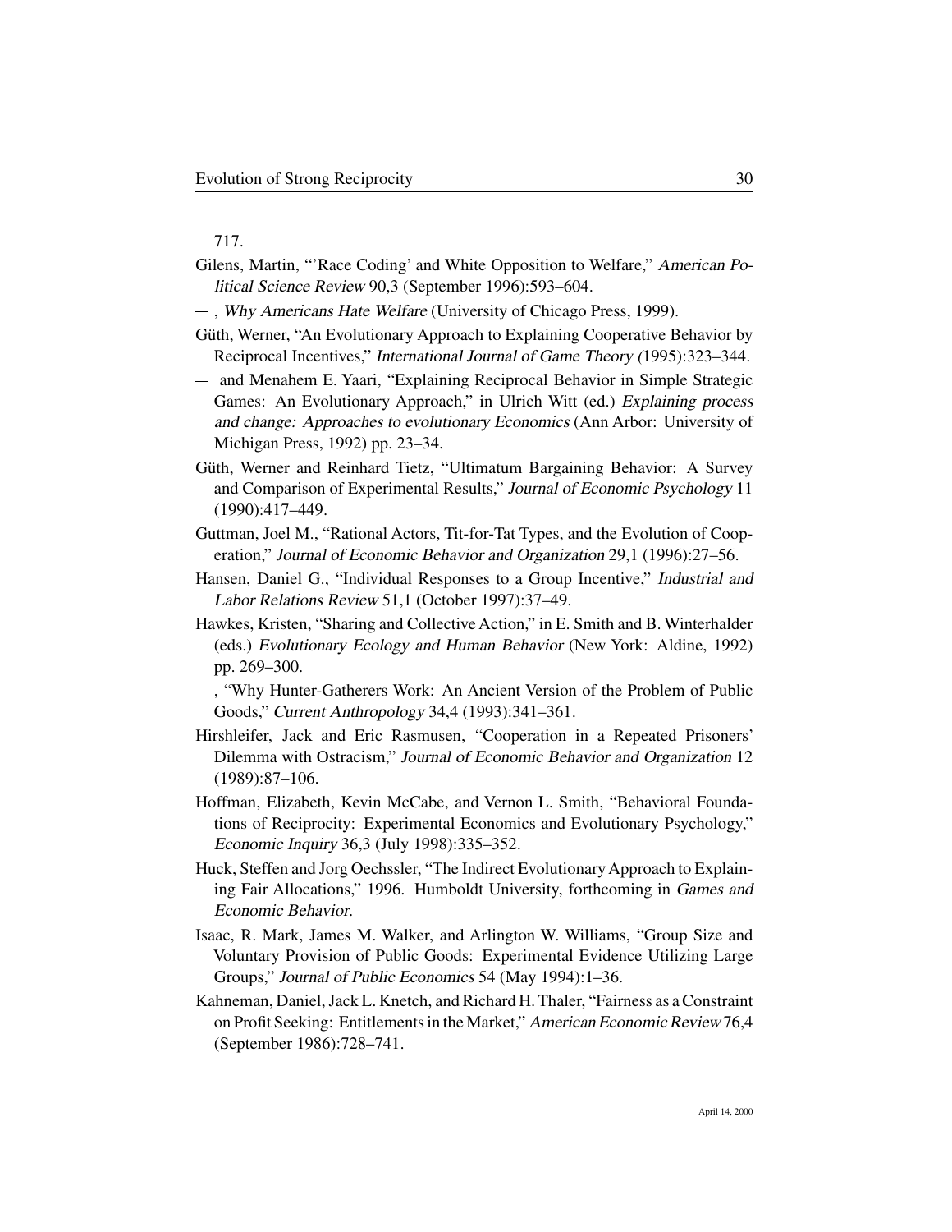717.

Gilens, Martin, "'Race Coding' and White Opposition to Welfare," *American Political Science Review* 90,3 (September 1996):593–604.

— , *Why Americans Hate Welfare* (University of Chicago Press, 1999).

Güth, Werner, "An Evolutionary Approach to Explaining Cooperative Behavior by Reciprocal Incentives," *International Journal of Game Theory (*1995):323–344.

— and Menahem E. Yaari, "Explaining Reciprocal Behavior in Simple Strategic Games: An Evolutionary Approach," in Ulrich Witt (ed.) *Explaining process and change: Approaches to evolutionary Economics* (Ann Arbor: University of Michigan Press, 1992) pp. 23–34.

Güth, Werner and Reinhard Tietz, "Ultimatum Bargaining Behavior: A Survey and Comparison of Experimental Results," *Journal of Economic Psychology* 11 (1990):417–449.

Guttman, Joel M., "Rational Actors, Tit-for-Tat Types, and the Evolution of Cooperation," *Journal of Economic Behavior and Organization* 29,1 (1996):27–56.

Hansen, Daniel G., "Individual Responses to a Group Incentive," *Industrial and Labor Relations Review* 51,1 (October 1997):37–49.

Hawkes, Kristen, "Sharing and Collective Action," in E. Smith and B. Winterhalder (eds.) *Evolutionary Ecology and Human Behavior* (New York: Aldine, 1992) pp. 269–300.

— , "Why Hunter-Gatherers Work: An Ancient Version of the Problem of Public Goods," *Current Anthropology* 34,4 (1993):341–361.

Hirshleifer, Jack and Eric Rasmusen, "Cooperation in a Repeated Prisoners' Dilemma with Ostracism," *Journal of Economic Behavior and Organization* 12 (1989):87–106.

Hoffman, Elizabeth, Kevin McCabe, and Vernon L. Smith, "Behavioral Foundations of Reciprocity: Experimental Economics and Evolutionary Psychology," *Economic Inquiry* 36,3 (July 1998):335–352.

Huck, Steffen and Jorg Oechssler, "The Indirect Evolutionary Approach to Explaining Fair Allocations," 1996. Humboldt University, forthcoming in *Games and Economic Behavior*.

Isaac, R. Mark, James M. Walker, and Arlington W. Williams, "Group Size and Voluntary Provision of Public Goods: Experimental Evidence Utilizing Large Groups," *Journal of Public Economics* 54 (May 1994):1–36.

Kahneman, Daniel, Jack L. Knetch, and Richard H. Thaler, "Fairness as a Constraint on Profit Seeking: Entitlements in the Market," *American Economic Review* 76,4 (September 1986):728–741.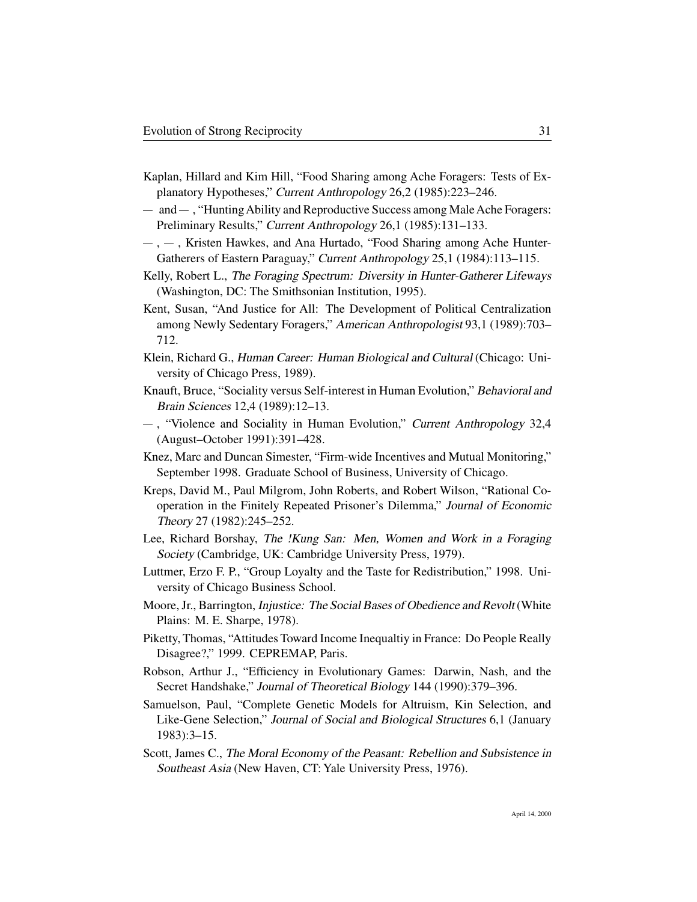Kaplan, Hillard and Kim Hill, "Food Sharing among Ache Foragers: Tests of Explanatory Hypotheses," *Current Anthropology* 26,2 (1985):223–246.

— and — , "Hunting Ability and Reproductive Success among Male Ache Foragers: Preliminary Results," *Current Anthropology* 26,1 (1985):131–133.

— , — , Kristen Hawkes, and Ana Hurtado, "Food Sharing among Ache Hunter-Gatherers of Eastern Paraguay," *Current Anthropology* 25,1 (1984):113–115.

Kelly, Robert L., *The Foraging Spectrum: Diversity in Hunter-Gatherer Lifeways* (Washington, DC: The Smithsonian Institution, 1995).

Kent, Susan, "And Justice for All: The Development of Political Centralization among Newly Sedentary Foragers," *American Anthropologist* 93,1 (1989):703–712.

Klein, Richard G., *Human Career: Human Biological and Cultural* (Chicago: University of Chicago Press, 1989).

Knauft, Bruce, "Sociality versus Self-interest in Human Evolution," *Behavioral and Brain Sciences* 12,4 (1989):12–13.

— , "Violence and Sociality in Human Evolution," *Current Anthropology* 32,4 (August–October 1991):391–428.

Knez, Marc and Duncan Simester, "Firm-wide Incentives and Mutual Monitoring," September 1998. Graduate School of Business, University of Chicago.

Kreps, David M., Paul Milgrom, John Roberts, and Robert Wilson, "Rational Cooperation in the Finitely Repeated Prisoner's Dilemma," *Journal of Economic Theory* 27 (1982):245–252.

Lee, Richard Borshay, *The !Kung San: Men, Women and Work in a Foraging Society* (Cambridge, UK: Cambridge University Press, 1979).

Luttmer, Erzo F. P., "Group Loyalty and the Taste for Redistribution," 1998. University of Chicago Business School.

Moore, Jr., Barrington, *Injustice: The Social Bases of Obedience and Revolt* (White Plains: M. E. Sharpe, 1978).

Piketty, Thomas, "Attitudes Toward Income Inequaltiy in France: Do People Really Disagree?," 1999. CEPREMAP, Paris.

Robson, Arthur J., "Efficiency in Evolutionary Games: Darwin, Nash, and the Secret Handshake," *Journal of Theoretical Biology* 144 (1990):379–396.

Samuelson, Paul, "Complete Genetic Models for Altruism, Kin Selection, and Like-Gene Selection," *Journal of Social and Biological Structures* 6,1 (January 1983):3–15.

Scott, James C., *The Moral Economy of the Peasant: Rebellion and Subsistence in Southeast Asia* (New Haven, CT: Yale University Press, 1976).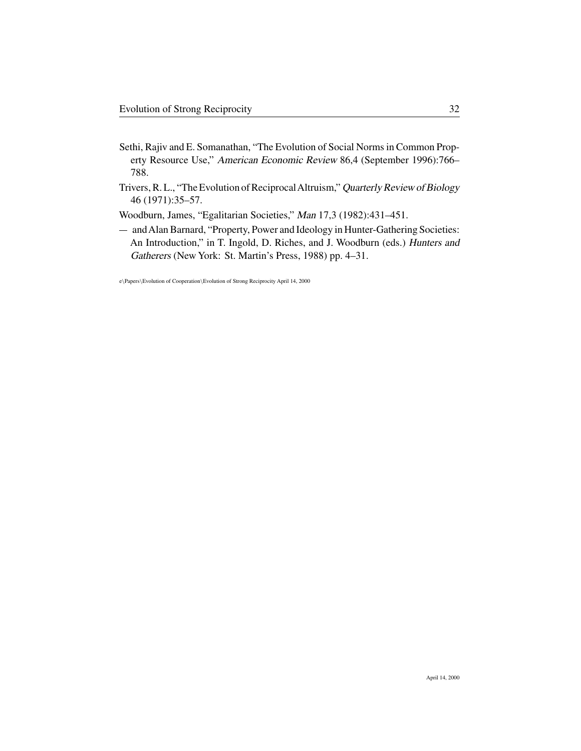Sethi, Rajiv and E. Somanathan, "The Evolution of Social Norms in Common Property Resource Use," *American Economic Review* 86,4 (September 1996):766–788.

Trivers, R. L., "The Evolution of Reciprocal Altruism," *Quarterly Review of Biology* 46 (1971):35–57.

Woodburn, James, "Egalitarian Societies," *Man* 17,3 (1982):431–451.

— and Alan Barnard, "Property, Power and Ideology in Hunter-Gathering Societies: An Introduction," in T. Ingold, D. Riches, and J. Woodburn (eds.) *Hunters and Gatherers* (New York: St. Martin's Press, 1988) pp. 4–31.

e\Papers\Evolution of Cooperation\Evolution of Strong Reciprocity April 14, 2000